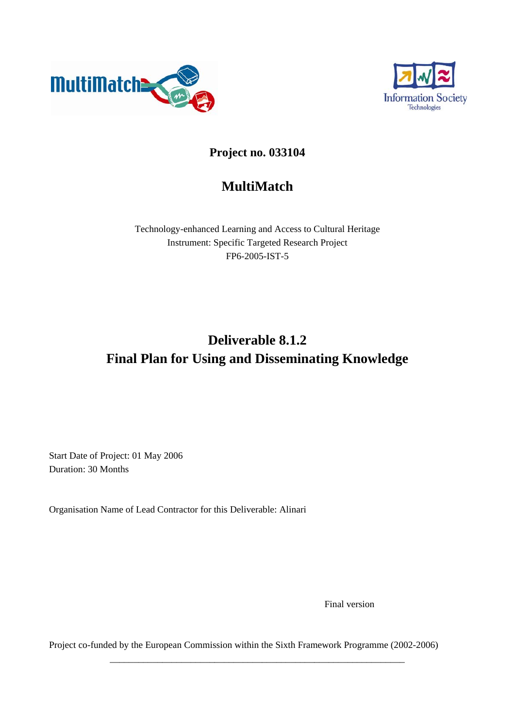**Project no. 033104**

# MultiMatch

Technology-enhanced Learning and Access to Cultural Heritage
Instrument: Specific Targeted Research Project
FP6-2005-IST-5

## Deliverable 8.1.2
## Final Plan for Using and Disseminating Knowledge

Start Date of Project: 01 May 2006
Duration: 30 Months

Organisation Name of Lead Contractor for this Deliverable: Alinari

Final version

Project co-funded by the European Commission within the Sixth Framework Programme (2002-2006)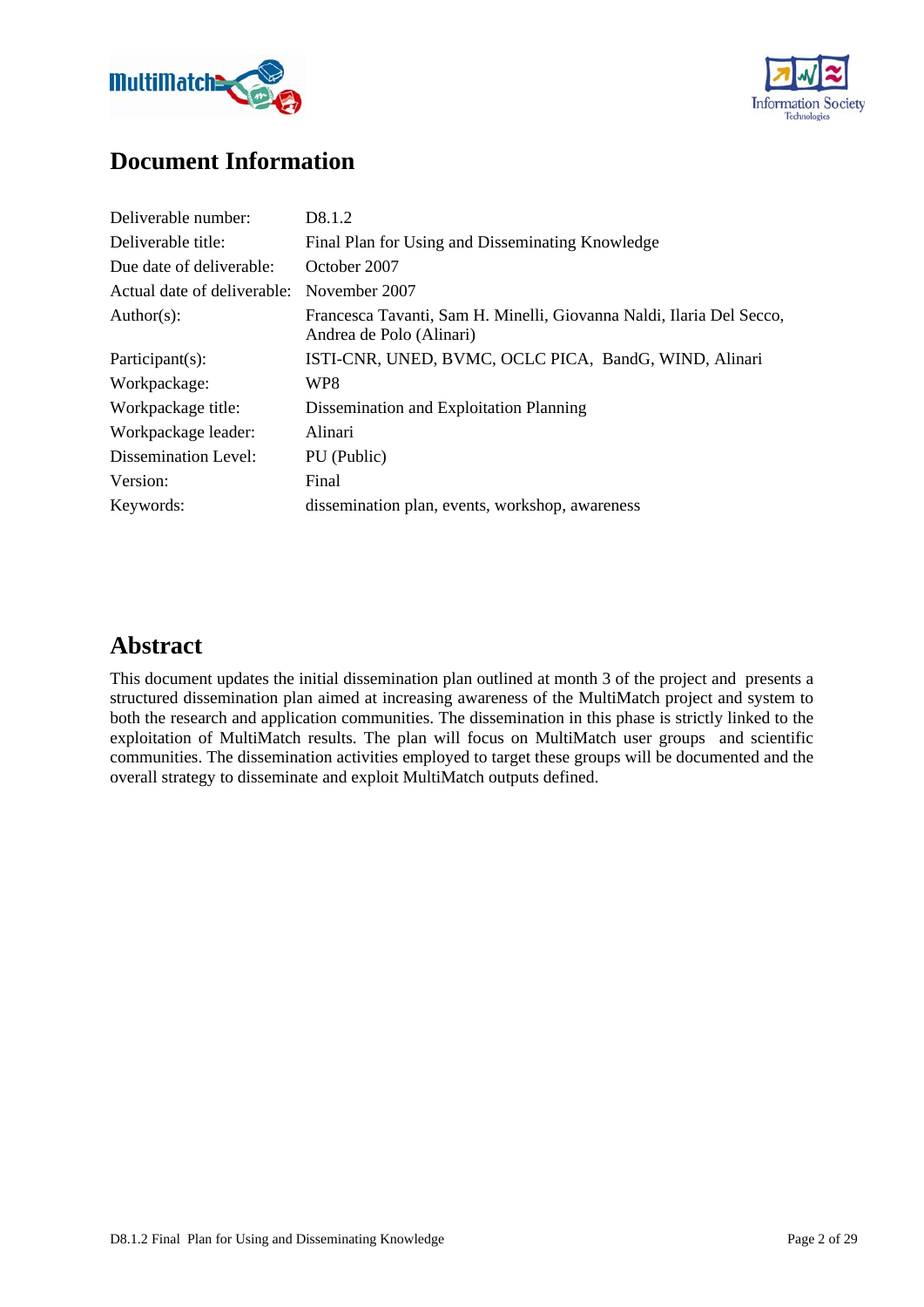# Document Information

| | |
|---|---|
| Deliverable number: | D8.1.2 |
| Deliverable title: | Final Plan for Using and Disseminating Knowledge |
| Due date of deliverable: | October 2007 |
| Actual date of deliverable: | November 2007 |
| Author(s): | Francesca Tavanti, Sam H. Minelli, Giovanna Naldi, Ilaria Del Secco, Andrea de Polo (Alinari) |
| Participant(s): | ISTI-CNR, UNED, BVMC, OCLC PICA, BandG, WIND, Alinari |
| Workpackage: | WP8 |
| Workpackage title: | Dissemination and Exploitation Planning |
| Workpackage leader: | Alinari |
| Dissemination Level: | PU (Public) |
| Version: | Final |
| Keywords: | dissemination plan, events, workshop, awareness |

# Abstract

This document updates the initial dissemination plan outlined at month 3 of the project and presents a structured dissemination plan aimed at increasing awareness of the MultiMatch project and system to both the research and application communities. The dissemination in this phase is strictly linked to the exploitation of MultiMatch results. The plan will focus on MultiMatch user groups and scientific communities. The dissemination activities employed to target these groups will be documented and the overall strategy to disseminate and exploit MultiMatch outputs defined.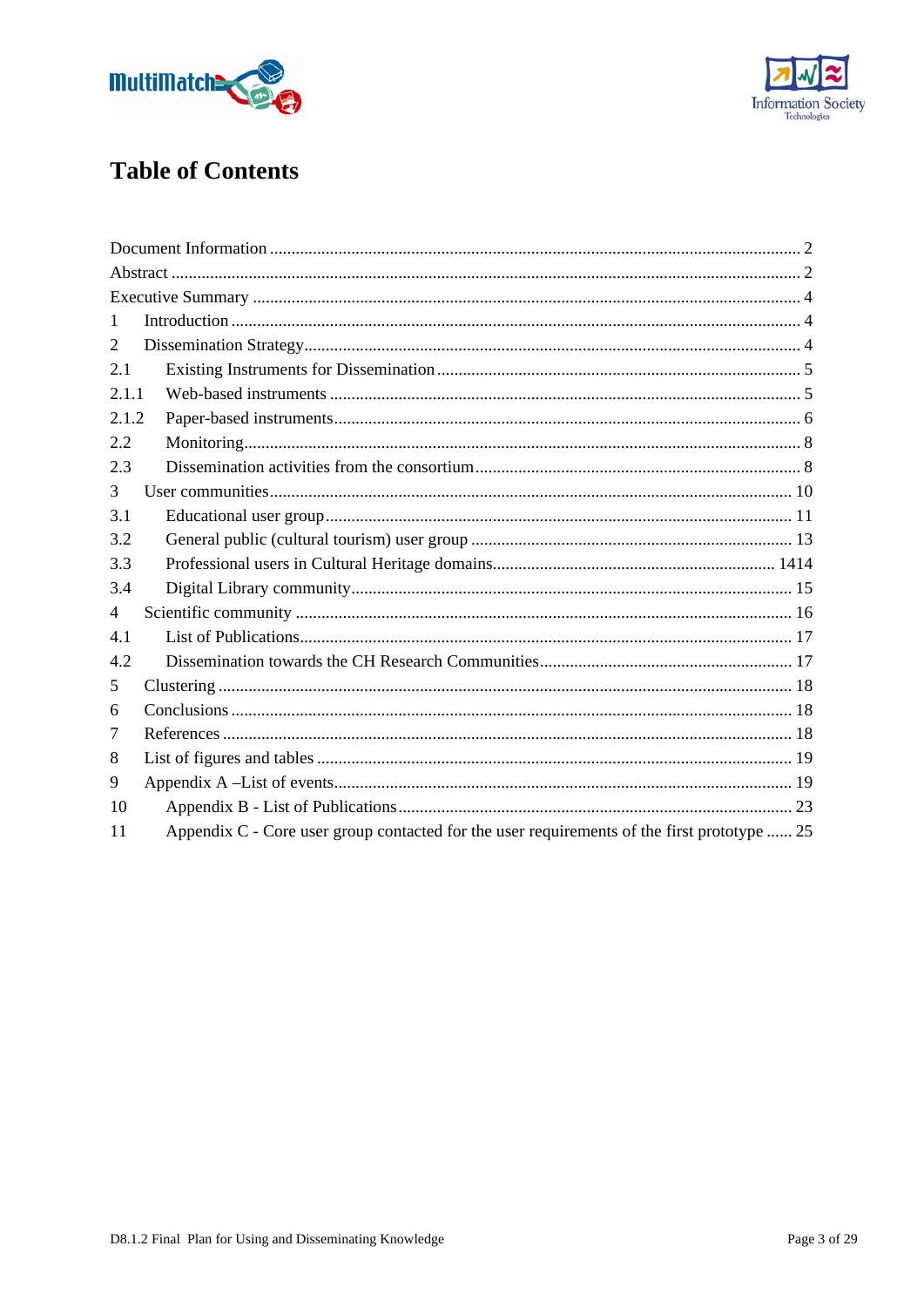# Table of Contents

Document Information ........................................................................................................................ 2
Abstract .............................................................................................................................................. 2
Executive Summary ............................................................................................................................ 4
1 Introduction ..................................................................................................................................... 4
2 Dissemination Strategy ................................................................................................................... 4
2.1 Existing Instruments for Dissemination ........................................................................................ 5
2.1.1 Web-based instruments ............................................................................................................. 5
2.1.2 Paper-based instruments ............................................................................................................ 6
2.2 Monitoring ...................................................................................................................................... 8
2.3 Dissemination activities from the consortium ............................................................................... 8
3 User communities ........................................................................................................................... 10
3.1 Educational user group .................................................................................................................. 11
3.2 General public (cultural tourism) user group ................................................................................ 13
3.3 Professional users in Cultural Heritage domains ................................................................... 1414
3.4 Digital Library community ........................................................................................................... 15
4 Scientific community ....................................................................................................................... 16
4.1 List of Publications ........................................................................................................................ 17
4.2 Dissemination towards the CH Research Communities ................................................................ 17
5 Clustering ........................................................................................................................................ 18
6 Conclusions ..................................................................................................................................... 18
7 References ....................................................................................................................................... 18
8 List of figures and tables ................................................................................................................. 19
9 Appendix A –List of events ............................................................................................................. 19
10 Appendix B - List of Publications ................................................................................................. 23
11 Appendix C - Core user group contacted for the user requirements of the first prototype ...... 25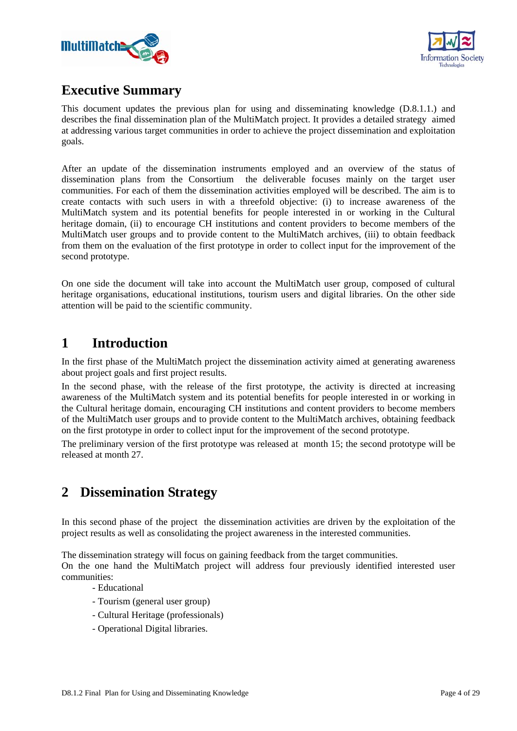# Executive Summary

This document updates the previous plan for using and disseminating knowledge (D.8.1.1.) and describes the final dissemination plan of the MultiMatch project. It provides a detailed strategy aimed at addressing various target communities in order to achieve the project dissemination and exploitation goals.

After an update of the dissemination instruments employed and an overview of the status of dissemination plans from the Consortium the deliverable focuses mainly on the target user communities. For each of them the dissemination activities employed will be described. The aim is to create contacts with such users in with a threefold objective: (i) to increase awareness of the MultiMatch system and its potential benefits for people interested in or working in the Cultural heritage domain, (ii) to encourage CH institutions and content providers to become members of the MultiMatch user groups and to provide content to the MultiMatch archives, (iii) to obtain feedback from them on the evaluation of the first prototype in order to collect input for the improvement of the second prototype.

On one side the document will take into account the MultiMatch user group, composed of cultural heritage organisations, educational institutions, tourism users and digital libraries. On the other side attention will be paid to the scientific community.

# 1 Introduction

In the first phase of the MultiMatch project the dissemination activity aimed at generating awareness about project goals and first project results.

In the second phase, with the release of the first prototype, the activity is directed at increasing awareness of the MultiMatch system and its potential benefits for people interested in or working in the Cultural heritage domain, encouraging CH institutions and content providers to become members of the MultiMatch user groups and to provide content to the MultiMatch archives, obtaining feedback on the first prototype in order to collect input for the improvement of the second prototype.

The preliminary version of the first prototype was released at month 15; the second prototype will be released at month 27.

# 2 Dissemination Strategy

In this second phase of the project the dissemination activities are driven by the exploitation of the project results as well as consolidating the project awareness in the interested communities.

The dissemination strategy will focus on gaining feedback from the target communities.

On the one hand the MultiMatch project will address four previously identified interested user communities:

- Educational
- Tourism (general user group)
- Cultural Heritage (professionals)
- Operational Digital libraries.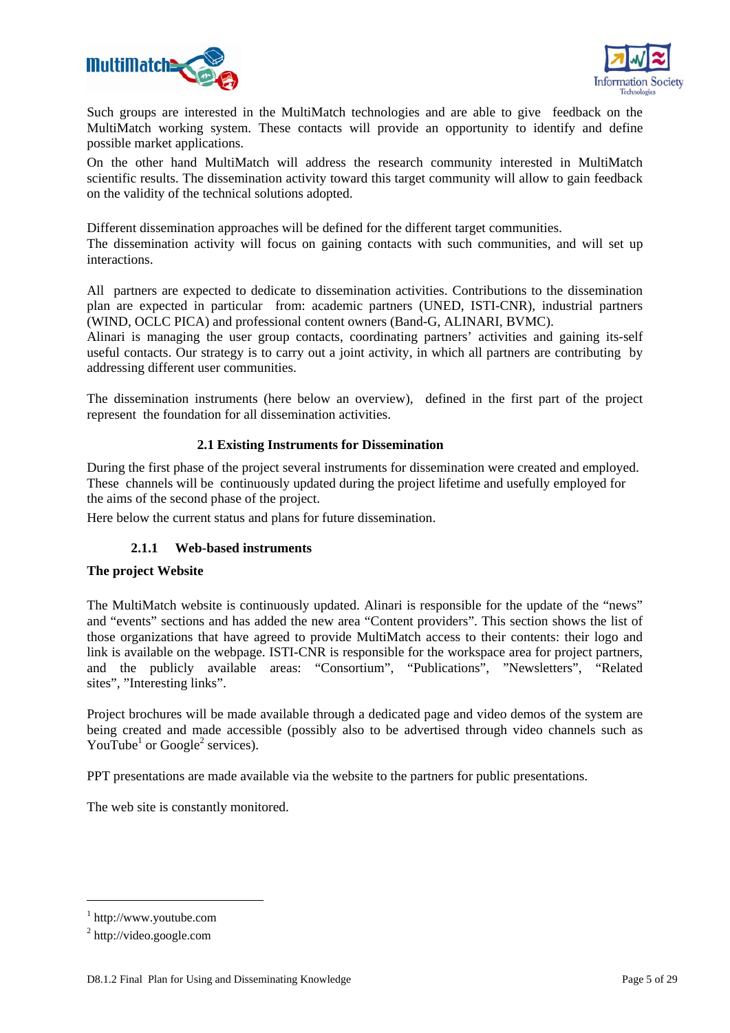Such groups are interested in the MultiMatch technologies and are able to give feedback on the MultiMatch working system. These contacts will provide an opportunity to identify and define possible market applications.

On the other hand MultiMatch will address the research community interested in MultiMatch scientific results. The dissemination activity toward this target community will allow to gain feedback on the validity of the technical solutions adopted.

Different dissemination approaches will be defined for the different target communities.
The dissemination activity will focus on gaining contacts with such communities, and will set up interactions.

All partners are expected to dedicate to dissemination activities. Contributions to the dissemination plan are expected in particular from: academic partners (UNED, ISTI-CNR), industrial partners (WIND, OCLC PICA) and professional content owners (Band-G, ALINARI, BVMC).
Alinari is managing the user group contacts, coordinating partners' activities and gaining its-self useful contacts. Our strategy is to carry out a joint activity, in which all partners are contributing by addressing different user communities.

The dissemination instruments (here below an overview), defined in the first part of the project represent the foundation for all dissemination activities.

## 2.1 Existing Instruments for Dissemination

During the first phase of the project several instruments for dissemination were created and employed. These channels will be continuously updated during the project lifetime and usefully employed for the aims of the second phase of the project.

Here below the current status and plans for future dissemination.

### 2.1.1 Web-based instruments

**The project Website**

The MultiMatch website is continuously updated. Alinari is responsible for the update of the "news" and "events" sections and has added the new area "Content providers". This section shows the list of those organizations that have agreed to provide MultiMatch access to their contents: their logo and link is available on the webpage. ISTI-CNR is responsible for the workspace area for project partners, and the publicly available areas: "Consortium", "Publications", "Newsletters", "Related sites", "Interesting links".

Project brochures will be made available through a dedicated page and video demos of the system are being created and made accessible (possibly also to be advertised through video channels such as YouTube[1] or Google[2] services).

PPT presentations are made available via the website to the partners for public presentations.

The web site is constantly monitored.

---

[1] http://www.youtube.com

[2] http://video.google.com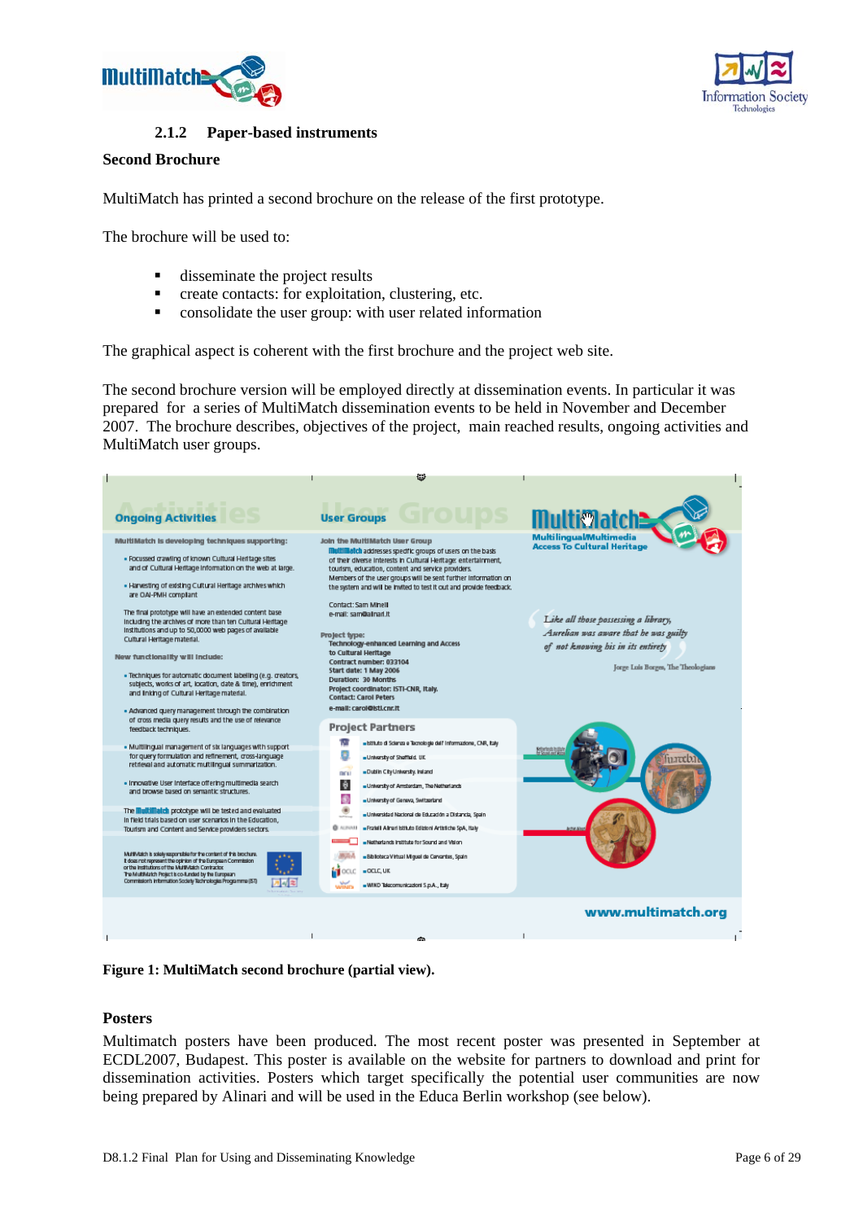### 2.1.2 Paper-based instruments

**Second Brochure**

MultiMatch has printed a second brochure on the release of the first prototype.

The brochure will be used to:

- disseminate the project results
- create contacts: for exploitation, clustering, etc.
- consolidate the user group: with user related information

The graphical aspect is coherent with the first brochure and the project web site.

The second brochure version will be employed directly at dissemination events. In particular it was prepared for a series of MultiMatch dissemination events to be held in November and December 2007. The brochure describes, objectives of the project, main reached results, ongoing activities and MultiMatch user groups.

**Figure 1: MultiMatch second brochure (partial view).**

**Posters**

Multimatch posters have been produced. The most recent poster was presented in September at ECDL2007, Budapest. This poster is available on the website for partners to download and print for dissemination activities. Posters which target specifically the potential user communities are now being prepared by Alinari and will be used in the Educa Berlin workshop (see below).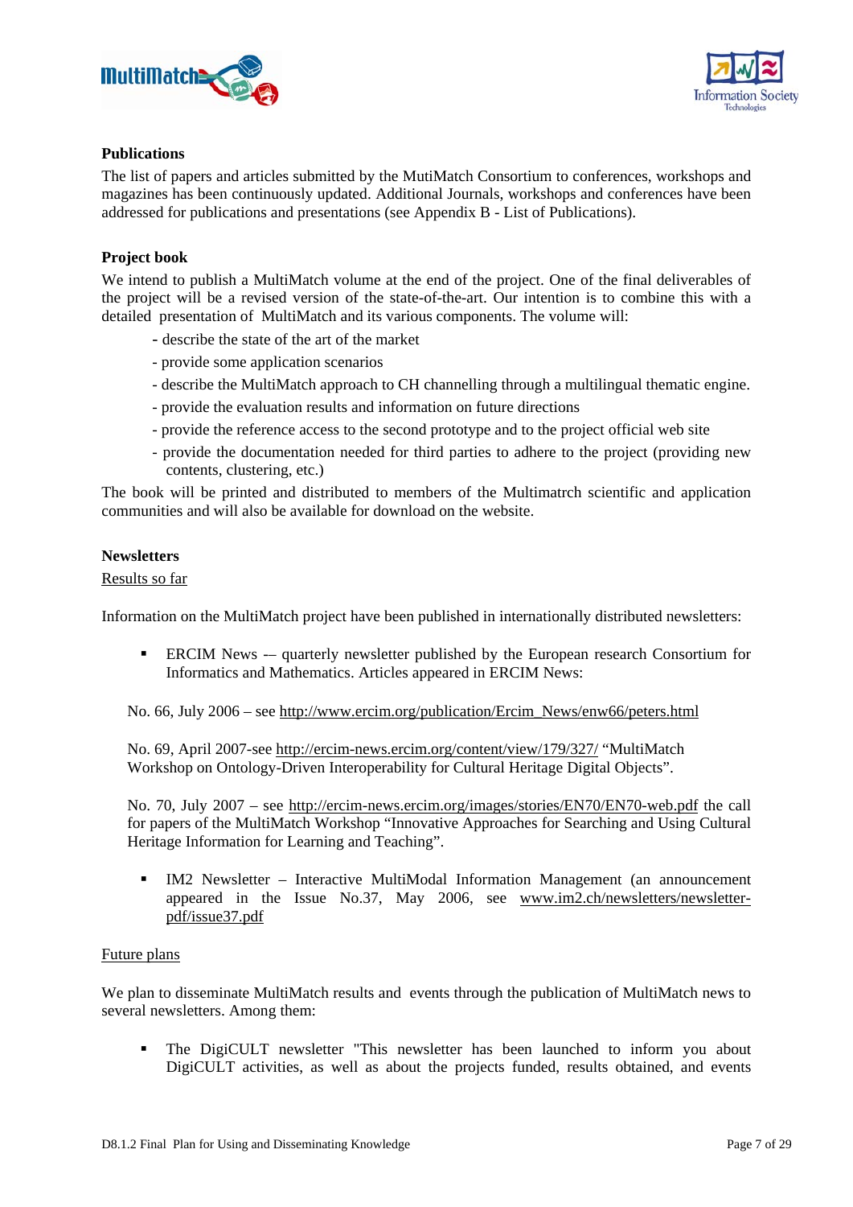**Publications**

The list of papers and articles submitted by the MutiMatch Consortium to conferences, workshops and magazines has been continuously updated. Additional Journals, workshops and conferences have been addressed for publications and presentations (see Appendix B - List of Publications).

**Project book**

We intend to publish a MultiMatch volume at the end of the project. One of the final deliverables of the project will be a revised version of the state-of-the-art. Our intention is to combine this with a detailed presentation of MultiMatch and its various components. The volume will:

- describe the state of the art of the market
- provide some application scenarios
- describe the MultiMatch approach to CH channelling through a multilingual thematic engine.
- provide the evaluation results and information on future directions
- provide the reference access to the second prototype and to the project official web site
- provide the documentation needed for third parties to adhere to the project (providing new contents, clustering, etc.)

The book will be printed and distributed to members of the Multimatrch scientific and application communities and will also be available for download on the website.

**Newsletters**

Results so far

Information on the MultiMatch project have been published in internationally distributed newsletters:

- ERCIM News -– quarterly newsletter published by the European research Consortium for Informatics and Mathematics. Articles appeared in ERCIM News:

No. 66, July 2006 – see http://www.ercim.org/publication/Ercim_News/enw66/peters.html

No. 69, April 2007-see http://ercim-news.ercim.org/content/view/179/327/ "MultiMatch Workshop on Ontology-Driven Interoperability for Cultural Heritage Digital Objects".

No. 70, July 2007 – see http://ercim-news.ercim.org/images/stories/EN70/EN70-web.pdf the call for papers of the MultiMatch Workshop "Innovative Approaches for Searching and Using Cultural Heritage Information for Learning and Teaching".

- IM2 Newsletter – Interactive MultiModal Information Management (an announcement appeared in the Issue No.37, May 2006, see www.im2.ch/newsletters/newsletter-pdf/issue37.pdf

Future plans

We plan to disseminate MultiMatch results and events through the publication of MultiMatch news to several newsletters. Among them:

- The DigiCULT newsletter "This newsletter has been launched to inform you about DigiCULT activities, as well as about the projects funded, results obtained, and events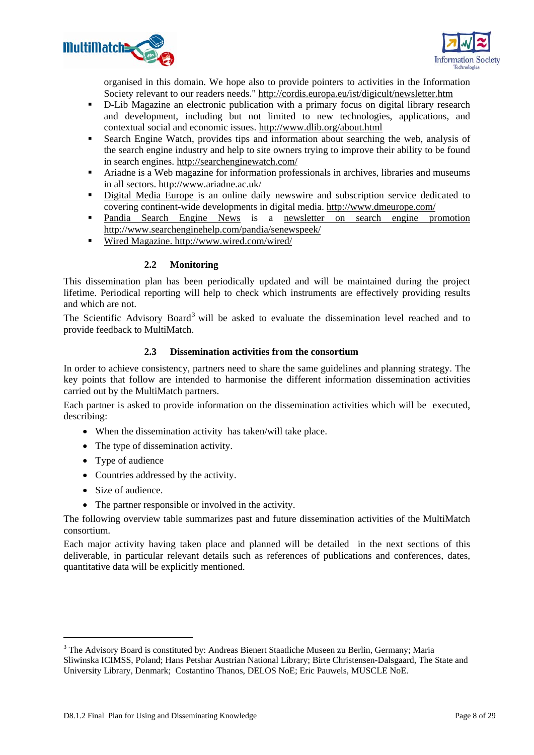organised in this domain. We hope also to provide pointers to activities in the Information Society relevant to our readers needs." http://cordis.europa.eu/ist/digicult/newsletter.htm

- D-Lib Magazine an electronic publication with a primary focus on digital library research and development, including but not limited to new technologies, applications, and contextual social and economic issues. http://www.dlib.org/about.html
- Search Engine Watch, provides tips and information about searching the web, analysis of the search engine industry and help to site owners trying to improve their ability to be found in search engines. http://searchenginewatch.com/
- Ariadne is a Web magazine for information professionals in archives, libraries and museums in all sectors. http://www.ariadne.ac.uk/
- Digital Media Europe is an online daily newswire and subscription service dedicated to covering continent-wide developments in digital media. http://www.dmeurope.com/
- Pandia Search Engine News is a newsletter on search engine promotion http://www.searchenginehelp.com/pandia/senewspeek/
- Wired Magazine. http://www.wired.com/wired/

### 2.2 Monitoring

This dissemination plan has been periodically updated and will be maintained during the project lifetime. Periodical reporting will help to check which instruments are effectively providing results and which are not.

The Scientific Advisory Board[3] will be asked to evaluate the dissemination level reached and to provide feedback to MultiMatch.

### 2.3 Dissemination activities from the consortium

In order to achieve consistency, partners need to share the same guidelines and planning strategy. The key points that follow are intended to harmonise the different information dissemination activities carried out by the MultiMatch partners.

Each partner is asked to provide information on the dissemination activities which will be executed, describing:

- When the dissemination activity has taken/will take place.
- The type of dissemination activity.
- Type of audience
- Countries addressed by the activity.
- Size of audience.
- The partner responsible or involved in the activity.

The following overview table summarizes past and future dissemination activities of the MultiMatch consortium.

Each major activity having taken place and planned will be detailed in the next sections of this deliverable, in particular relevant details such as references of publications and conferences, dates, quantitative data will be explicitly mentioned.

---

[3] The Advisory Board is constituted by: Andreas Bienert Staatliche Museen zu Berlin, Germany; Maria Sliwinska ICIMSS, Poland; Hans Petshar Austrian National Library; Birte Christensen-Dalsgaard, The State and University Library, Denmark; Costantino Thanos, DELOS NoE; Eric Pauwels, MUSCLE NoE.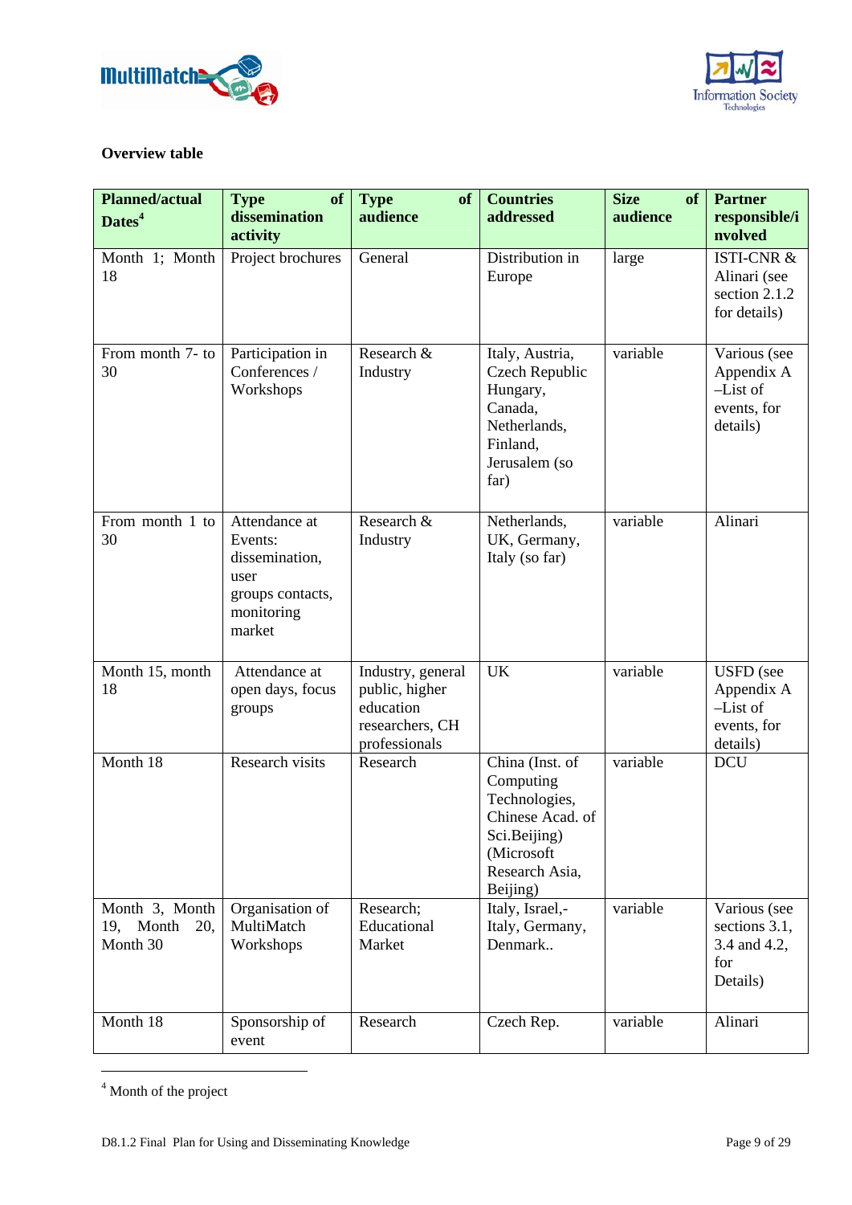**Overview table**

| Planned/actual Dates[4] | Type of dissemination activity | Type of audience | Countries addressed | Size of audience | Partner responsible/involved |
|---|---|---|---|---|---|
| Month 1; Month 18 | Project brochures | General | Distribution in Europe | large | ISTI-CNR & Alinari (see section 2.1.2 for details) |
| From month 7- to 30 | Participation in Conferences / Workshops | Research & Industry | Italy, Austria, Czech Republic Hungary, Canada, Netherlands, Finland, Jerusalem (so far) | variable | Various (see Appendix A –List of events, for details) |
| From month 1 to 30 | Attendance at Events: dissemination, user groups contacts, monitoring market | Research & Industry | Netherlands, UK, Germany, Italy (so far) | variable | Alinari |
| Month 15, month 18 | Attendance at open days, focus groups | Industry, general public, higher education researchers, CH professionals | UK | variable | USFD (see Appendix A –List of events, for details) |
| Month 18 | Research visits | Research | China (Inst. of Computing Technologies, Chinese Acad. of Sci.Beijing) (Microsoft Research Asia, Beijing) | variable | DCU |
| Month 3, Month 19, Month 20, Month 30 | Organisation of MultiMatch Workshops | Research; Educational Market | Italy, Israel,- Italy, Germany, Denmark.. | variable | Various (see sections 3.1, 3.4 and 4.2, for Details) |
| Month 18 | Sponsorship of event | Research | Czech Rep. | variable | Alinari |

[4] Month of the project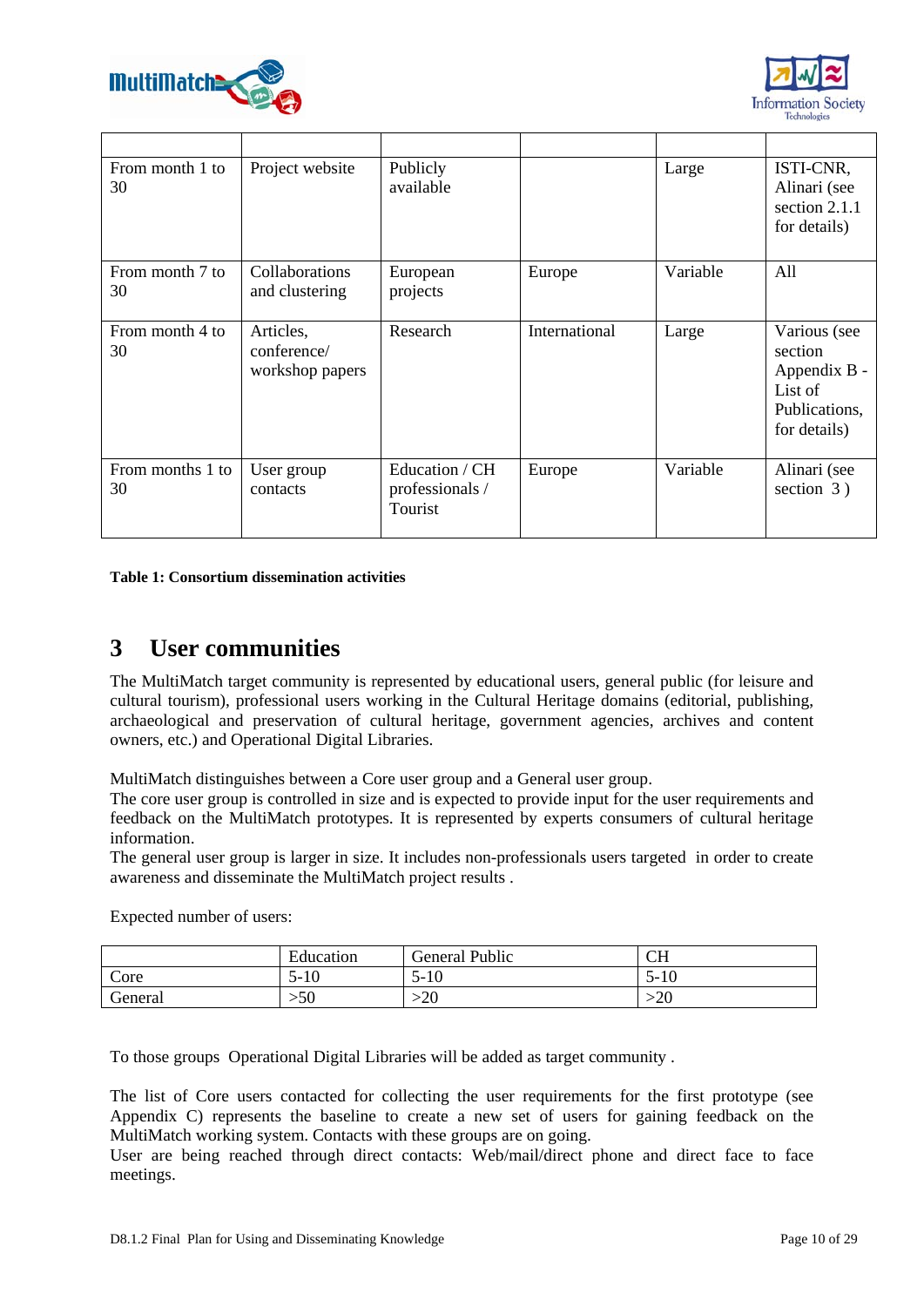| | | | | | |
|---|---|---|---|---|---|
| From month 1 to 30 | Project website | Publicly available | | Large | ISTI-CNR, Alinari (see section 2.1.1 for details) |
| From month 7 to 30 | Collaborations and clustering | European projects | Europe | Variable | All |
| From month 4 to 30 | Articles, conference/ workshop papers | Research | International | Large | Various (see section Appendix B - List of Publications, for details) |
| From months 1 to 30 | User group contacts | Education / CH professionals / Tourist | Europe | Variable | Alinari (see section 3 ) |

**Table 1: Consortium dissemination activities**

# 3 User communities

The MultiMatch target community is represented by educational users, general public (for leisure and cultural tourism), professional users working in the Cultural Heritage domains (editorial, publishing, archaeological and preservation of cultural heritage, government agencies, archives and content owners, etc.) and Operational Digital Libraries.

MultiMatch distinguishes between a Core user group and a General user group.
The core user group is controlled in size and is expected to provide input for the user requirements and feedback on the MultiMatch prototypes. It is represented by experts consumers of cultural heritage information.
The general user group is larger in size. It includes non-professionals users targeted in order to create awareness and disseminate the MultiMatch project results .

Expected number of users:

| | Education | General Public | CH |
|---|---|---|---|
| Core | 5-10 | 5-10 | 5-10 |
| General | >50 | >20 | >20 |

To those groups Operational Digital Libraries will be added as target community .

The list of Core users contacted for collecting the user requirements for the first prototype (see Appendix C) represents the baseline to create a new set of users for gaining feedback on the MultiMatch working system. Contacts with these groups are on going.
User are being reached through direct contacts: Web/mail/direct phone and direct face to face meetings.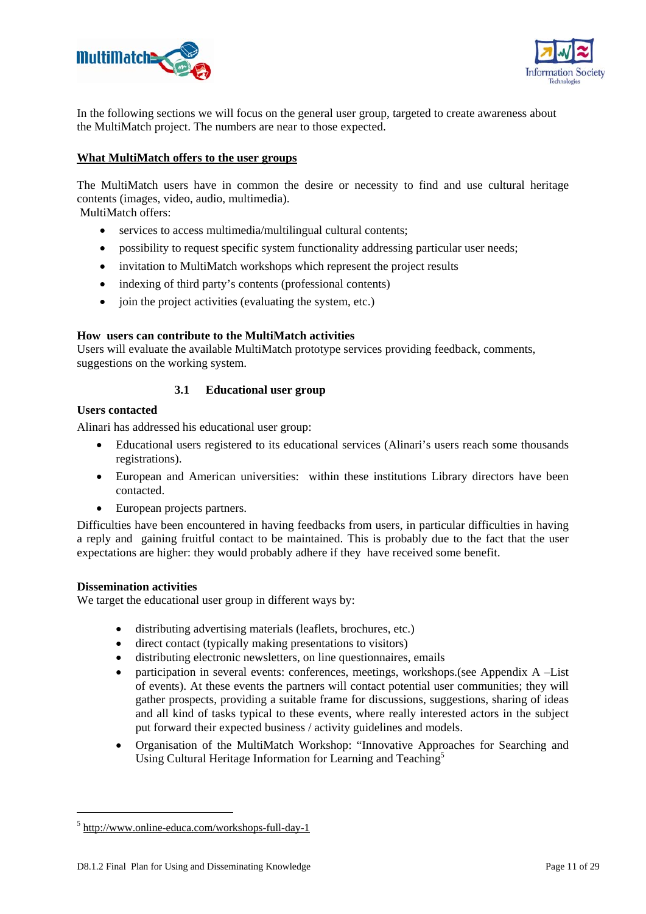In the following sections we will focus on the general user group, targeted to create awareness about the MultiMatch project. The numbers are near to those expected.

**What MultiMatch offers to the user groups**

The MultiMatch users have in common the desire or necessity to find and use cultural heritage contents (images, video, audio, multimedia).
MultiMatch offers:

- services to access multimedia/multilingual cultural contents;
- possibility to request specific system functionality addressing particular user needs;
- invitation to MultiMatch workshops which represent the project results
- indexing of third party's contents (professional contents)
- join the project activities (evaluating the system, etc.)

**How users can contribute to the MultiMatch activities**

Users will evaluate the available MultiMatch prototype services providing feedback, comments, suggestions on the working system.

### 3.1 Educational user group

**Users contacted**

Alinari has addressed his educational user group:

- Educational users registered to its educational services (Alinari's users reach some thousands registrations).
- European and American universities: within these institutions Library directors have been contacted.
- European projects partners.

Difficulties have been encountered in having feedbacks from users, in particular difficulties in having a reply and gaining fruitful contact to be maintained. This is probably due to the fact that the user expectations are higher: they would probably adhere if they have received some benefit.

**Dissemination activities**

We target the educational user group in different ways by:

- distributing advertising materials (leaflets, brochures, etc.)
- direct contact (typically making presentations to visitors)
- distributing electronic newsletters, on line questionnaires, emails
- participation in several events: conferences, meetings, workshops.(see Appendix A –List of events). At these events the partners will contact potential user communities; they will gather prospects, providing a suitable frame for discussions, suggestions, sharing of ideas and all kind of tasks typical to these events, where really interested actors in the subject put forward their expected business / activity guidelines and models.
- Organisation of the MultiMatch Workshop: "Innovative Approaches for Searching and Using Cultural Heritage Information for Learning and Teaching[5]

[5] http://www.online-educa.com/workshops-full-day-1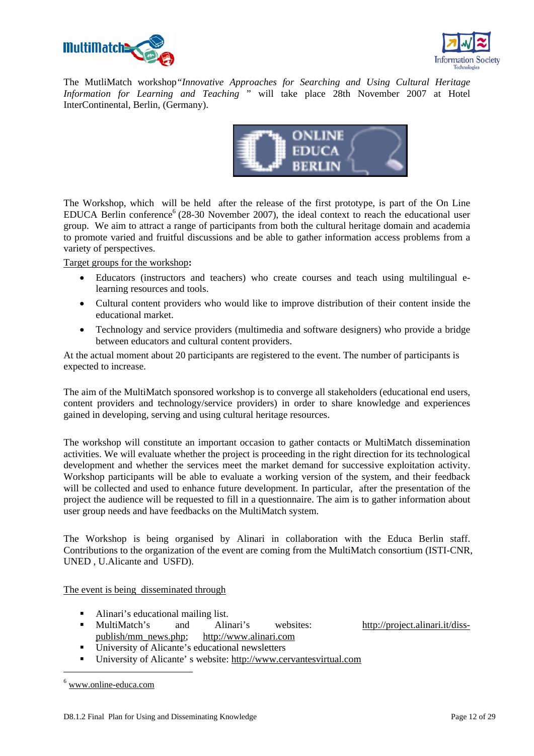The MutliMatch workshop*"Innovative Approaches for Searching and Using Cultural Heritage Information for Learning and Teaching "* will take place 28th November 2007 at Hotel InterContinental, Berlin, (Germany).

The Workshop, which will be held after the release of the first prototype, is part of the On Line EDUCA Berlin conference[6] (28-30 November 2007), the ideal context to reach the educational user group. We aim to attract a range of participants from both the cultural heritage domain and academia to promote varied and fruitful discussions and be able to gather information access problems from a variety of perspectives.

Target groups for the workshop**:**

- Educators (instructors and teachers) who create courses and teach using multilingual e-learning resources and tools.
- Cultural content providers who would like to improve distribution of their content inside the educational market.
- Technology and service providers (multimedia and software designers) who provide a bridge between educators and cultural content providers.

At the actual moment about 20 participants are registered to the event. The number of participants is expected to increase.

The aim of the MultiMatch sponsored workshop is to converge all stakeholders (educational end users, content providers and technology/service providers) in order to share knowledge and experiences gained in developing, serving and using cultural heritage resources.

The workshop will constitute an important occasion to gather contacts or MultiMatch dissemination activities. We will evaluate whether the project is proceeding in the right direction for its technological development and whether the services meet the market demand for successive exploitation activity. Workshop participants will be able to evaluate a working version of the system, and their feedback will be collected and used to enhance future development. In particular, after the presentation of the project the audience will be requested to fill in a questionnaire. The aim is to gather information about user group needs and have feedbacks on the MultiMatch system.

The Workshop is being organised by Alinari in collaboration with the Educa Berlin staff. Contributions to the organization of the event are coming from the MultiMatch consortium (ISTI-CNR, UNED , U.Alicante and USFD).

The event is being disseminated through

- Alinari's educational mailing list.
- MultiMatch's and Alinari's websites: http://project.alinari.it/diss-publish/mm_news.php; http://www.alinari.com
- University of Alicante's educational newsletters
- University of Alicante' s website: http://www.cervantesvirtual.com

[6] www.online-educa.com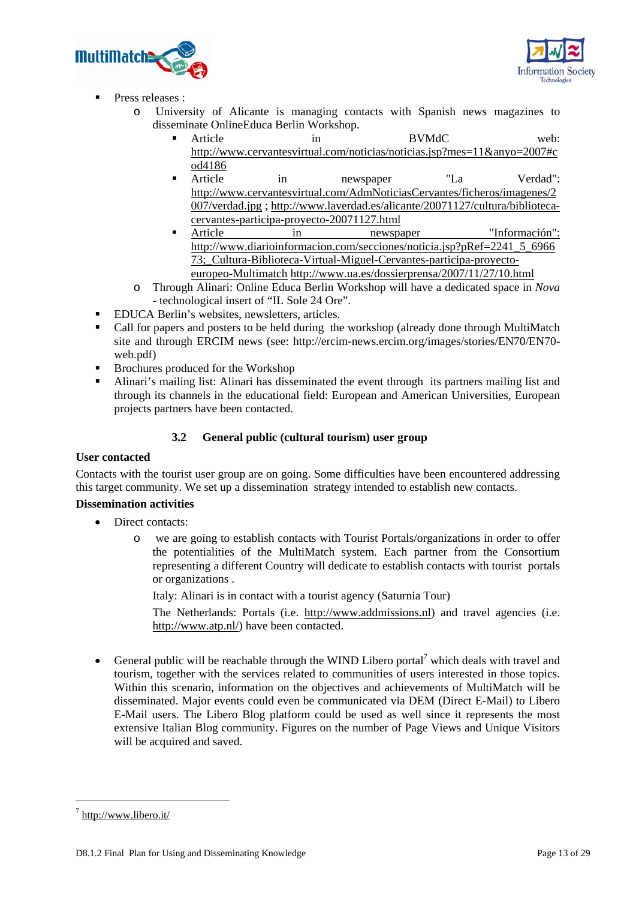- Press releases :
  - University of Alicante is managing contacts with Spanish news magazines to disseminate OnlineEduca Berlin Workshop.
    - Article in BVMdC web: http://www.cervantesvirtual.com/noticias/noticias.jsp?mes=11&anyo=2007#cod4186
    - Article in newspaper "La Verdad": http://www.cervantesvirtual.com/AdmNoticiasCervantes/ficheros/imagenes/2007/verdad.jpg ; http://www.laverdad.es/alicante/20071127/cultura/biblioteca-cervantes-participa-proyecto-20071127.html
    - Article in newspaper "Información": http://www.diarioinformacion.com/secciones/noticia.jsp?pRef=2241_5_696673;_Cultura-Biblioteca-Virtual-Miguel-Cervantes-participa-proyecto-europeo-Multimatch http://www.ua.es/dossierprensa/2007/11/27/10.html
  - Through Alinari: Online Educa Berlin Workshop will have a dedicated space in *Nova* - technological insert of "IL Sole 24 Ore".
- EDUCA Berlin's websites, newsletters, articles.
- Call for papers and posters to be held during the workshop (already done through MultiMatch site and through ERCIM news (see: http://ercim-news.ercim.org/images/stories/EN70/EN70-web.pdf)
- Brochures produced for the Workshop
- Alinari's mailing list: Alinari has disseminated the event through its partners mailing list and through its channels in the educational field: European and American Universities, European projects partners have been contacted.

### 3.2 General public (cultural tourism) user group

**User contacted**

Contacts with the tourist user group are on going. Some difficulties have been encountered addressing this target community. We set up a dissemination strategy intended to establish new contacts.

**Dissemination activities**

- Direct contacts:
  - we are going to establish contacts with Tourist Portals/organizations in order to offer the potentialities of the MultiMatch system. Each partner from the Consortium representing a different Country will dedicate to establish contacts with tourist portals or organizations .

    Italy: Alinari is in contact with a tourist agency (Saturnia Tour)

    The Netherlands: Portals (i.e. http://www.addmissions.nl) and travel agencies (i.e. http://www.atp.nl/) have been contacted.

- General public will be reachable through the WIND Libero portal[7] which deals with travel and tourism, together with the services related to communities of users interested in those topics. Within this scenario, information on the objectives and achievements of MultiMatch will be disseminated. Major events could even be communicated via DEM (Direct E-Mail) to Libero E-Mail users. The Libero Blog platform could be used as well since it represents the most extensive Italian Blog community. Figures on the number of Page Views and Unique Visitors will be acquired and saved.

[7] http://www.libero.it/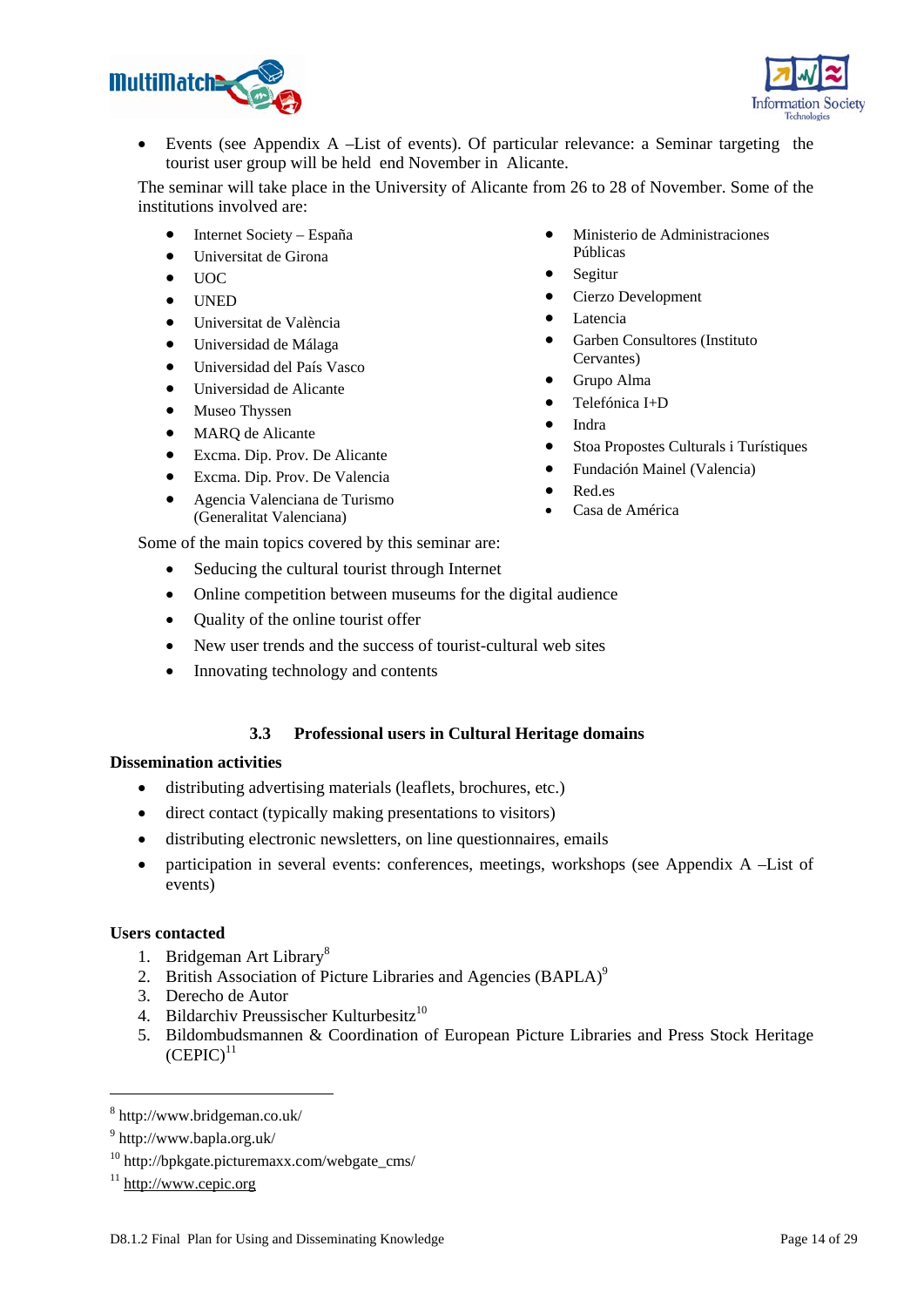- Events (see Appendix A –List of events). Of particular relevance: a Seminar targeting the tourist user group will be held end November in Alicante.

The seminar will take place in the University of Alicante from 26 to 28 of November. Some of the institutions involved are:

- Internet Society – España
- Universitat de Girona
- UOC
- UNED
- Universitat de València
- Universidad de Málaga
- Universidad del País Vasco
- Universidad de Alicante
- Museo Thyssen
- MARQ de Alicante
- Excma. Dip. Prov. De Alicante
- Excma. Dip. Prov. De Valencia
- Agencia Valenciana de Turismo (Generalitat Valenciana)
- Ministerio de Administraciones Públicas
- Segitur
- Cierzo Development
- Latencia
- Garben Consultores (Instituto Cervantes)
- Grupo Alma
- Telefónica I+D
- Indra
- Stoa Propostes Culturals i Turístiques
- Fundación Mainel (Valencia)
- Red.es
- Casa de América

Some of the main topics covered by this seminar are:

- Seducing the cultural tourist through Internet
- Online competition between museums for the digital audience
- Quality of the online tourist offer
- New user trends and the success of tourist-cultural web sites
- Innovating technology and contents

### 3.3 Professional users in Cultural Heritage domains

**Dissemination activities**

- distributing advertising materials (leaflets, brochures, etc.)
- direct contact (typically making presentations to visitors)
- distributing electronic newsletters, on line questionnaires, emails
- participation in several events: conferences, meetings, workshops (see Appendix A –List of events)

**Users contacted**

1. Bridgeman Art Library[8]
2. British Association of Picture Libraries and Agencies (BAPLA)[9]
3. Derecho de Autor
4. Bildarchiv Preussischer Kulturbesitz[10]
5. Bildombudsmannen & Coordination of European Picture Libraries and Press Stock Heritage (CEPIC)[11]

---

[8] http://www.bridgeman.co.uk/

[9] http://www.bapla.org.uk/

[10] http://bpkgate.picturemaxx.com/webgate_cms/

[11] http://www.cepic.org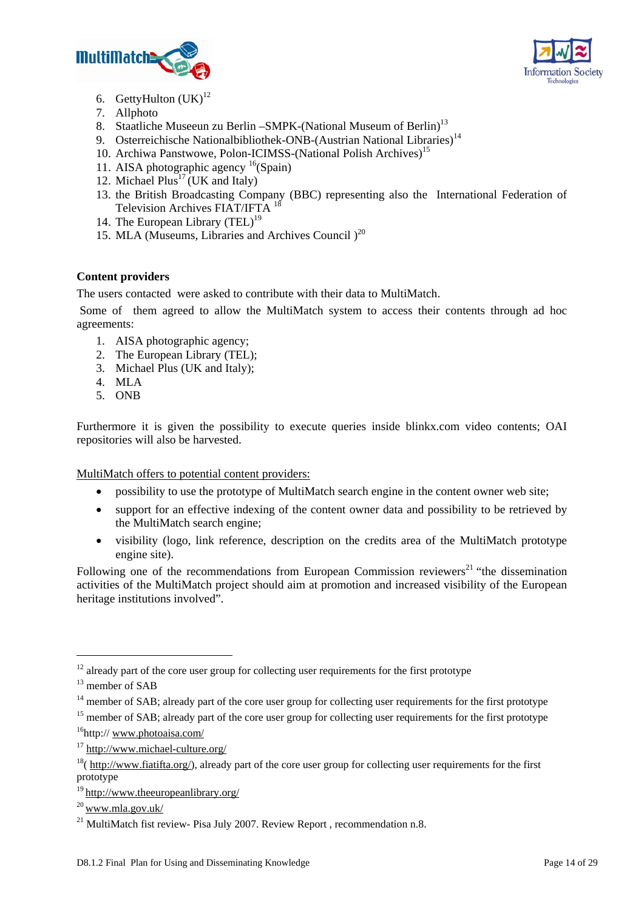6. GettyHulton (UK)[12]
7. Allphoto
8. Staatliche Museeun zu Berlin –SMPK-(National Museum of Berlin)[13]
9. Osterreichische Nationalbibliothek-ONB-(Austrian National Libraries)[14]
10. Archiwa Panstwowe, Polon-ICIMSS-(National Polish Archives)[15]
11. AISA photographic agency [16](Spain)
12. Michael Plus[17] (UK and Italy)
13. the British Broadcasting Company (BBC) representing also the International Federation of Television Archives FIAT/IFTA [18]
14. The European Library (TEL)[19]
15. MLA (Museums, Libraries and Archives Council )[20]

**Content providers**

The users contacted were asked to contribute with their data to MultiMatch.

Some of them agreed to allow the MultiMatch system to access their contents through ad hoc agreements:

1. AISA photographic agency;
2. The European Library (TEL);
3. Michael Plus (UK and Italy);
4. MLA
5. ONB

Furthermore it is given the possibility to execute queries inside blinkx.com video contents; OAI repositories will also be harvested.

<u>MultiMatch offers to potential content providers:</u>

- possibility to use the prototype of MultiMatch search engine in the content owner web site;
- support for an effective indexing of the content owner data and possibility to be retrieved by the MultiMatch search engine;
- visibility (logo, link reference, description on the credits area of the MultiMatch prototype engine site).

Following one of the recommendations from European Commission reviewers[21] "the dissemination activities of the MultiMatch project should aim at promotion and increased visibility of the European heritage institutions involved".

---

[12] already part of the core user group for collecting user requirements for the first prototype

[13] member of SAB

[14] member of SAB; already part of the core user group for collecting user requirements for the first prototype

[15] member of SAB; already part of the core user group for collecting user requirements for the first prototype

[16] http:// www.photoaisa.com/

[17] http://www.michael-culture.org/

[18] ( http://www.fiatifta.org/), already part of the core user group for collecting user requirements for the first prototype

[19] http://www.theeuropeanlibrary.org/

[20] www.mla.gov.uk/

[21] MultiMatch fist review- Pisa July 2007. Review Report , recommendation n.8.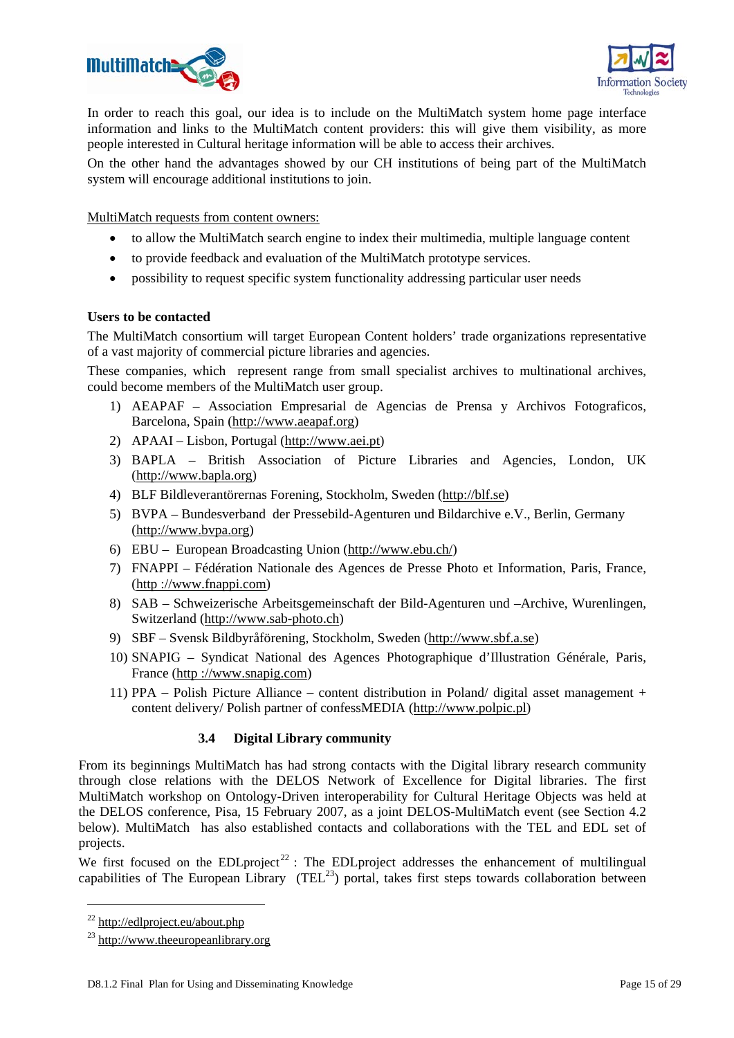In order to reach this goal, our idea is to include on the MultiMatch system home page interface information and links to the MultiMatch content providers: this will give them visibility, as more people interested in Cultural heritage information will be able to access their archives.

On the other hand the advantages showed by our CH institutions of being part of the MultiMatch system will encourage additional institutions to join.

<u>MultiMatch requests from content owners:</u>

- to allow the MultiMatch search engine to index their multimedia, multiple language content
- to provide feedback and evaluation of the MultiMatch prototype services.
- possibility to request specific system functionality addressing particular user needs

**Users to be contacted**

The MultiMatch consortium will target European Content holders' trade organizations representative of a vast majority of commercial picture libraries and agencies.

These companies, which represent range from small specialist archives to multinational archives, could become members of the MultiMatch user group.

1) AEAPAF – Association Empresarial de Agencias de Prensa y Archivos Fotograficos, Barcelona, Spain (http://www.aeapaf.org)
2) APAAI – Lisbon, Portugal (http://www.aei.pt)
3) BAPLA – British Association of Picture Libraries and Agencies, London, UK (http://www.bapla.org)
4) BLF Bildleverantörernas Forening, Stockholm, Sweden (http://blf.se)
5) BVPA – Bundesverband der Pressebild-Agenturen und Bildarchive e.V., Berlin, Germany (http://www.bvpa.org)
6) EBU – European Broadcasting Union (http://www.ebu.ch/)
7) FNAPPI – Fédération Nationale des Agences de Presse Photo et Information, Paris, France, (http ://www.fnappi.com)
8) SAB – Schweizerische Arbeitsgemeinschaft der Bild-Agenturen und –Archive, Wurenlingen, Switzerland (http://www.sab-photo.ch)
9) SBF – Svensk Bildbyråförening, Stockholm, Sweden (http://www.sbf.a.se)
10) SNAPIG – Syndicat National des Agences Photographique d'Illustration Générale, Paris, France (http ://www.snapig.com)
11) PPA – Polish Picture Alliance – content distribution in Poland/ digital asset management + content delivery/ Polish partner of confessMEDIA (http://www.polpic.pl)

## 3.4 Digital Library community

From its beginnings MultiMatch has had strong contacts with the Digital library research community through close relations with the DELOS Network of Excellence for Digital libraries. The first MultiMatch workshop on Ontology-Driven interoperability for Cultural Heritage Objects was held at the DELOS conference, Pisa, 15 February 2007, as a joint DELOS-MultiMatch event (see Section 4.2 below). MultiMatch has also established contacts and collaborations with the TEL and EDL set of projects.

We first focused on the EDLproject[22] : The EDLproject addresses the enhancement of multilingual capabilities of The European Library (TEL[23]) portal, takes first steps towards collaboration between

[22] http://edlproject.eu/about.php

[23] http://www.theeuropeanlibrary.org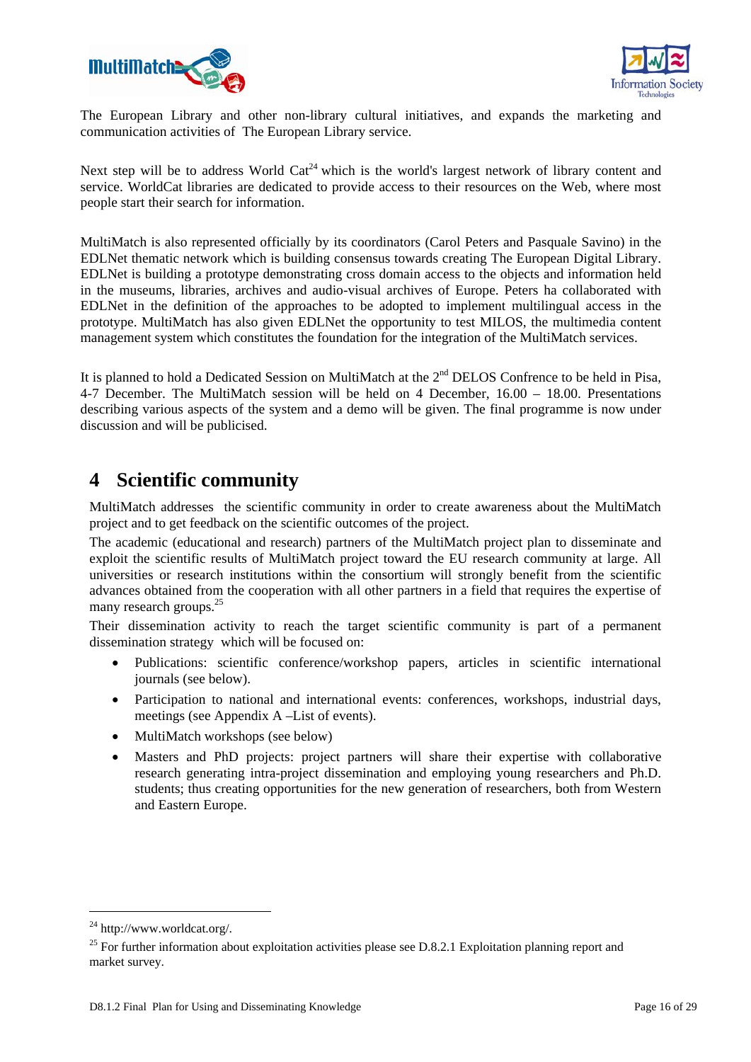The European Library and other non-library cultural initiatives, and expands the marketing and communication activities of The European Library service.

Next step will be to address World Cat[24] which is the world's largest network of library content and service. WorldCat libraries are dedicated to provide access to their resources on the Web, where most people start their search for information.

MultiMatch is also represented officially by its coordinators (Carol Peters and Pasquale Savino) in the EDLNet thematic network which is building consensus towards creating The European Digital Library. EDLNet is building a prototype demonstrating cross domain access to the objects and information held in the museums, libraries, archives and audio-visual archives of Europe. Peters ha collaborated with EDLNet in the definition of the approaches to be adopted to implement multilingual access in the prototype. MultiMatch has also given EDLNet the opportunity to test MILOS, the multimedia content management system which constitutes the foundation for the integration of the MultiMatch services.

It is planned to hold a Dedicated Session on MultiMatch at the 2nd DELOS Confrence to be held in Pisa, 4-7 December. The MultiMatch session will be held on 4 December, 16.00 – 18.00. Presentations describing various aspects of the system and a demo will be given. The final programme is now under discussion and will be publicised.

# 4 Scientific community

MultiMatch addresses the scientific community in order to create awareness about the MultiMatch project and to get feedback on the scientific outcomes of the project.

The academic (educational and research) partners of the MultiMatch project plan to disseminate and exploit the scientific results of MultiMatch project toward the EU research community at large. All universities or research institutions within the consortium will strongly benefit from the scientific advances obtained from the cooperation with all other partners in a field that requires the expertise of many research groups.[25]

Their dissemination activity to reach the target scientific community is part of a permanent dissemination strategy which will be focused on:

- Publications: scientific conference/workshop papers, articles in scientific international journals (see below).
- Participation to national and international events: conferences, workshops, industrial days, meetings (see Appendix A –List of events).
- MultiMatch workshops (see below)
- Masters and PhD projects: project partners will share their expertise with collaborative research generating intra-project dissemination and employing young researchers and Ph.D. students; thus creating opportunities for the new generation of researchers, both from Western and Eastern Europe.

---

[24] http://www.worldcat.org/.

[25] For further information about exploitation activities please see D.8.2.1 Exploitation planning report and market survey.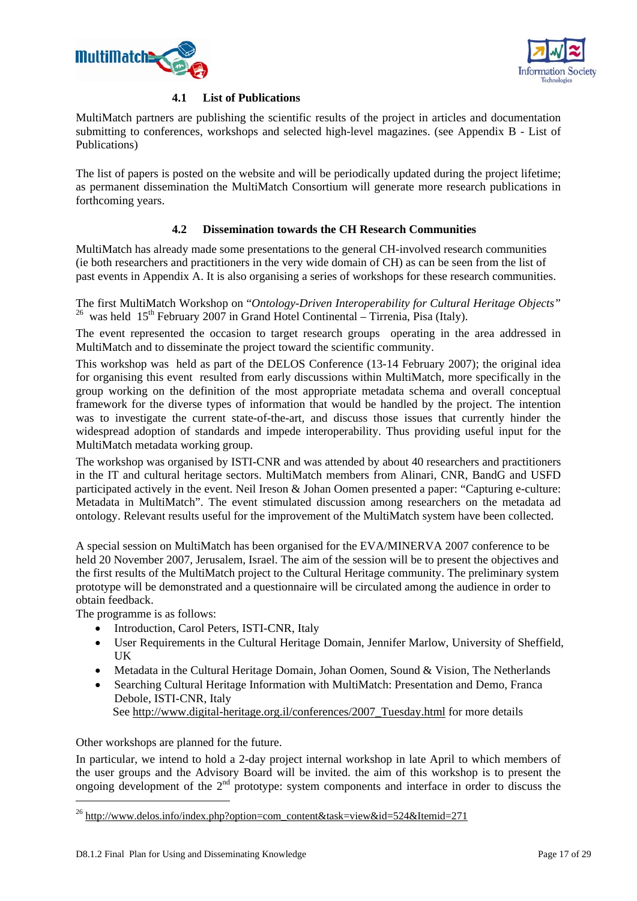### 4.1 List of Publications

MultiMatch partners are publishing the scientific results of the project in articles and documentation submitting to conferences, workshops and selected high-level magazines. (see Appendix B - List of Publications)

The list of papers is posted on the website and will be periodically updated during the project lifetime; as permanent dissemination the MultiMatch Consortium will generate more research publications in forthcoming years.

### 4.2 Dissemination towards the CH Research Communities

MultiMatch has already made some presentations to the general CH-involved research communities (ie both researchers and practitioners in the very wide domain of CH) as can be seen from the list of past events in Appendix A. It is also organising a series of workshops for these research communities.

The first MultiMatch Workshop on "*Ontology-Driven Interoperability for Cultural Heritage Objects"* [26] was held 15th February 2007 in Grand Hotel Continental – Tirrenia, Pisa (Italy).

The event represented the occasion to target research groups operating in the area addressed in MultiMatch and to disseminate the project toward the scientific community.

This workshop was held as part of the DELOS Conference (13-14 February 2007); the original idea for organising this event resulted from early discussions within MultiMatch, more specifically in the group working on the definition of the most appropriate metadata schema and overall conceptual framework for the diverse types of information that would be handled by the project. The intention was to investigate the current state-of-the-art, and discuss those issues that currently hinder the widespread adoption of standards and impede interoperability. Thus providing useful input for the MultiMatch metadata working group.

The workshop was organised by ISTI-CNR and was attended by about 40 researchers and practitioners in the IT and cultural heritage sectors. MultiMatch members from Alinari, CNR, BandG and USFD participated actively in the event. Neil Ireson & Johan Oomen presented a paper: "Capturing e-culture: Metadata in MultiMatch". The event stimulated discussion among researchers on the metadata ad ontology. Relevant results useful for the improvement of the MultiMatch system have been collected.

A special session on MultiMatch has been organised for the EVA/MINERVA 2007 conference to be held 20 November 2007, Jerusalem, Israel. The aim of the session will be to present the objectives and the first results of the MultiMatch project to the Cultural Heritage community. The preliminary system prototype will be demonstrated and a questionnaire will be circulated among the audience in order to obtain feedback.

The programme is as follows:

- Introduction, Carol Peters, ISTI-CNR, Italy
- User Requirements in the Cultural Heritage Domain, Jennifer Marlow, University of Sheffield, UK
- Metadata in the Cultural Heritage Domain, Johan Oomen, Sound & Vision, The Netherlands
- Searching Cultural Heritage Information with MultiMatch: Presentation and Demo, Franca Debole, ISTI-CNR, Italy

  See http://www.digital-heritage.org.il/conferences/2007_Tuesday.html for more details

Other workshops are planned for the future.

In particular, we intend to hold a 2-day project internal workshop in late April to which members of the user groups and the Advisory Board will be invited. the aim of this workshop is to present the ongoing development of the 2nd prototype: system components and interface in order to discuss the

[26] http://www.delos.info/index.php?option=com_content&task=view&id=524&Itemid=271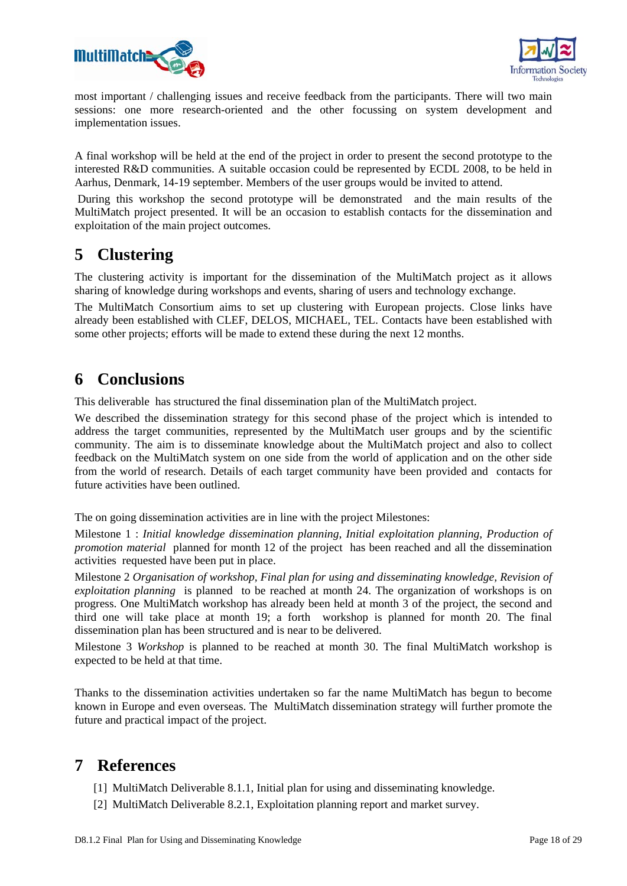most important / challenging issues and receive feedback from the participants. There will two main sessions: one more research-oriented and the other focussing on system development and implementation issues.

A final workshop will be held at the end of the project in order to present the second prototype to the interested R&D communities. A suitable occasion could be represented by ECDL 2008, to be held in Aarhus, Denmark, 14-19 september. Members of the user groups would be invited to attend.

During this workshop the second prototype will be demonstrated and the main results of the MultiMatch project presented. It will be an occasion to establish contacts for the dissemination and exploitation of the main project outcomes.

# 5 Clustering

The clustering activity is important for the dissemination of the MultiMatch project as it allows sharing of knowledge during workshops and events, sharing of users and technology exchange.

The MultiMatch Consortium aims to set up clustering with European projects. Close links have already been established with CLEF, DELOS, MICHAEL, TEL. Contacts have been established with some other projects; efforts will be made to extend these during the next 12 months.

# 6 Conclusions

This deliverable has structured the final dissemination plan of the MultiMatch project.

We described the dissemination strategy for this second phase of the project which is intended to address the target communities, represented by the MultiMatch user groups and by the scientific community. The aim is to disseminate knowledge about the MultiMatch project and also to collect feedback on the MultiMatch system on one side from the world of application and on the other side from the world of research. Details of each target community have been provided and contacts for future activities have been outlined.

The on going dissemination activities are in line with the project Milestones:

Milestone 1 : *Initial knowledge dissemination planning, Initial exploitation planning, Production of promotion material* planned for month 12 of the project has been reached and all the dissemination activities requested have been put in place.

Milestone 2 *Organisation of workshop, Final plan for using and disseminating knowledge, Revision of exploitation planning* is planned to be reached at month 24. The organization of workshops is on progress. One MultiMatch workshop has already been held at month 3 of the project, the second and third one will take place at month 19; a forth workshop is planned for month 20. The final dissemination plan has been structured and is near to be delivered.

Milestone 3 *Workshop* is planned to be reached at month 30. The final MultiMatch workshop is expected to be held at that time.

Thanks to the dissemination activities undertaken so far the name MultiMatch has begun to become known in Europe and even overseas. The MultiMatch dissemination strategy will further promote the future and practical impact of the project.

# 7 References

[1] MultiMatch Deliverable 8.1.1, Initial plan for using and disseminating knowledge.

[2] MultiMatch Deliverable 8.2.1, Exploitation planning report and market survey.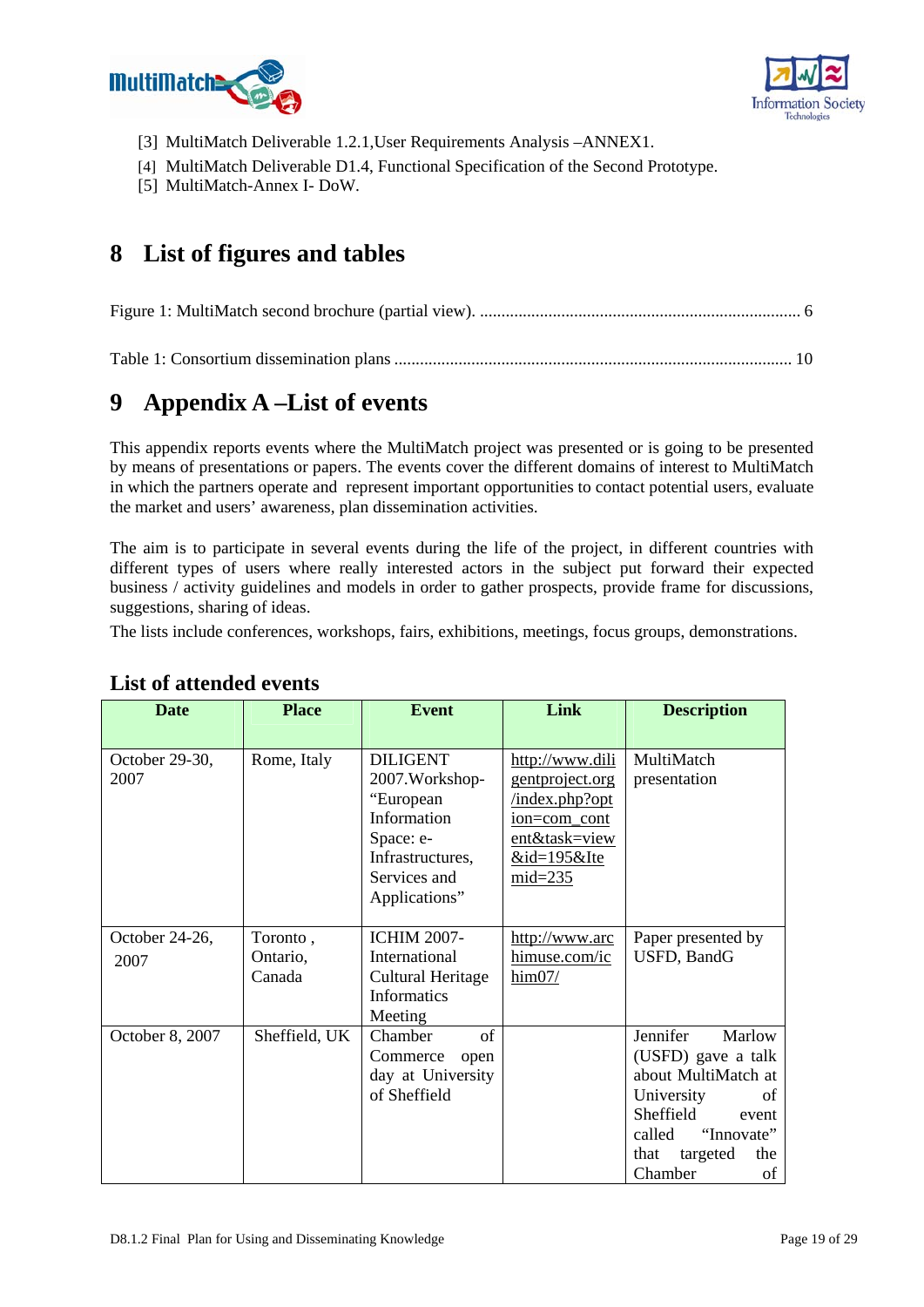[3] MultiMatch Deliverable 1.2.1,User Requirements Analysis –ANNEX1.
[4] MultiMatch Deliverable D1.4, Functional Specification of the Second Prototype.
[5] MultiMatch-Annex I- DoW.

# 8 List of figures and tables

Figure 1: MultiMatch second brochure (partial view). ........................................................................... 6

Table 1: Consortium dissemination plans ............................................................................................ 10

# 9 Appendix A –List of events

This appendix reports events where the MultiMatch project was presented or is going to be presented by means of presentations or papers. The events cover the different domains of interest to MultiMatch in which the partners operate and represent important opportunities to contact potential users, evaluate the market and users' awareness, plan dissemination activities.

The aim is to participate in several events during the life of the project, in different countries with different types of users where really interested actors in the subject put forward their expected business / activity guidelines and models in order to gather prospects, provide frame for discussions, suggestions, sharing of ideas.

The lists include conferences, workshops, fairs, exhibitions, meetings, focus groups, demonstrations.

## List of attended events

| Date | Place | Event | Link | Description |
|---|---|---|---|---|
| October 29-30, 2007 | Rome, Italy | DILIGENT 2007.Workshop- "European Information Space: e-Infrastructures, Services and Applications" | http://www.diligentproject.org/index.php?option=com_content&task=view&id=195&Itemid=235 | MultiMatch presentation |
| October 24-26, 2007 | Toronto , Ontario, Canada | ICHIM 2007- International Cultural Heritage Informatics Meeting | http://www.archimuse.com/ichim07/ | Paper presented by USFD, BandG |
| October 8, 2007 | Sheffield, UK | Chamber of Commerce open day at University of Sheffield | | Jennifer Marlow (USFD) gave a talk about MultiMatch at University of Sheffield event called "Innovate" that targeted the Chamber of |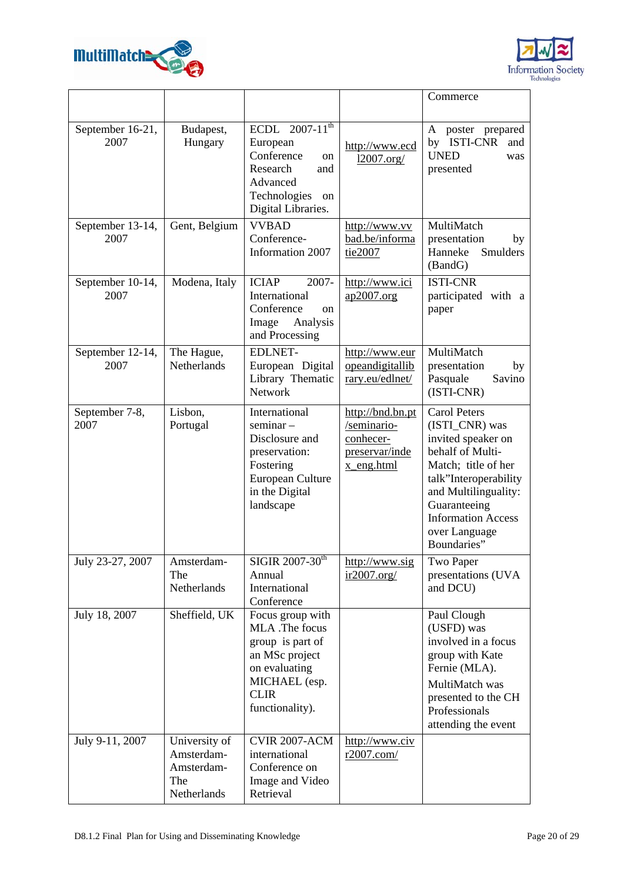| | | | | |
|---|---|---|---|---|
| | | | | Commerce |
| September 16-21, 2007 | Budapest, Hungary | ECDL 2007-11th European Conference on Research and Advanced Technologies on Digital Libraries. | http://www.ecdl2007.org/ | A poster prepared by ISTI-CNR and UNED was presented |
| September 13-14, 2007 | Gent, Belgium | VVBAD Conference-Information 2007 | http://www.vvbad.be/informatie2007 | MultiMatch presentation by Hanneke Smulders (BandG) |
| September 10-14, 2007 | Modena, Italy | ICIAP 2007- International Conference on Image Analysis and Processing | http://www.iciap2007.org | ISTI-CNR participated with a paper |
| September 12-14, 2007 | The Hague, Netherlands | EDLNET- European Digital Library Thematic Network | http://www.europeandigitallibrary.eu/edlnet/ | MultiMatch presentation by Pasquale Savino (ISTI-CNR) |
| September 7-8, 2007 | Lisbon, Portugal | International seminar – Disclosure and preservation: Fostering European Culture in the Digital landscape | http://bnd.bn.pt/seminario-conhecer-preservar/index_eng.html | Carol Peters (ISTI_CNR) was invited speaker on behalf of Multi-Match; title of her talk"Interoperability and Multilinguality: Guaranteeing Information Access over Language Boundaries" |
| July 23-27, 2007 | Amsterdam-The Netherlands | SIGIR 2007-30th Annual International Conference | http://www.sigir2007.org/ | Two Paper presentations (UVA and DCU) |
| July 18, 2007 | Sheffield, UK | Focus group with MLA .The focus group is part of an MSc project on evaluating MICHAEL (esp. CLIR functionality). | | Paul Clough (USFD) was involved in a focus group with Kate Fernie (MLA). MultiMatch was presented to the CH Professionals attending the event |
| July 9-11, 2007 | University of Amsterdam-Amsterdam-The Netherlands | CVIR 2007-ACM international Conference on Image and Video Retrieval | http://www.civr2007.com/ | |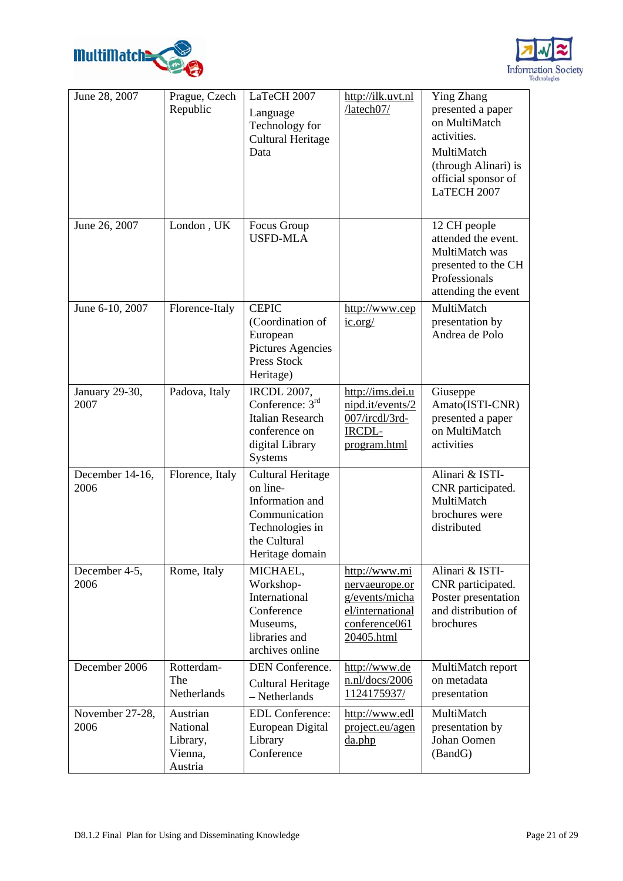| June 28, 2007 | Prague, Czech Republic | LaTeCH 2007 Language Technology for Cultural Heritage Data | http://ilk.uvt.nl/latech07/ | Ying Zhang presented a paper on MultiMatch activities. MultiMatch (through Alinari) is official sponsor of LaTECH 2007 |
|---|---|---|---|---|
| June 26, 2007 | London , UK | Focus Group USFD-MLA | | 12 CH people attended the event. MultiMatch was presented to the CH Professionals attending the event |
| June 6-10, 2007 | Florence-Italy | CEPIC (Coordination of European Pictures Agencies Press Stock Heritage) | http://www.cepic.org/ | MultiMatch presentation by Andrea de Polo |
| January 29-30, 2007 | Padova, Italy | IRCDL 2007, Conference: 3rd Italian Research conference on digital Library Systems | http://ims.dei.unipd.it/events/2007/ircdl/3rd-IRCDL-program.html | Giuseppe Amato(ISTI-CNR) presented a paper on MultiMatch activities |
| December 14-16, 2006 | Florence, Italy | Cultural Heritage on line-Information and Communication Technologies in the Cultural Heritage domain | | Alinari & ISTI-CNR participated. MultiMatch brochures were distributed |
| December 4-5, 2006 | Rome, Italy | MICHAEL, Workshop-International Conference Museums, libraries and archives online | http://www.minervaeurope.org/events/michael/internationalconference06120405.html | Alinari & ISTI-CNR participated. Poster presentation and distribution of brochures |
| December 2006 | Rotterdam-The Netherlands | DEN Conference. Cultural Heritage – Netherlands | http://www.den.nl/docs/2006 1124175937/ | MultiMatch report on metadata presentation |
| November 27-28, 2006 | Austrian National Library, Vienna, Austria | EDL Conference: European Digital Library Conference | http://www.edlproject.eu/agenda.php | MultiMatch presentation by Johan Oomen (BandG) |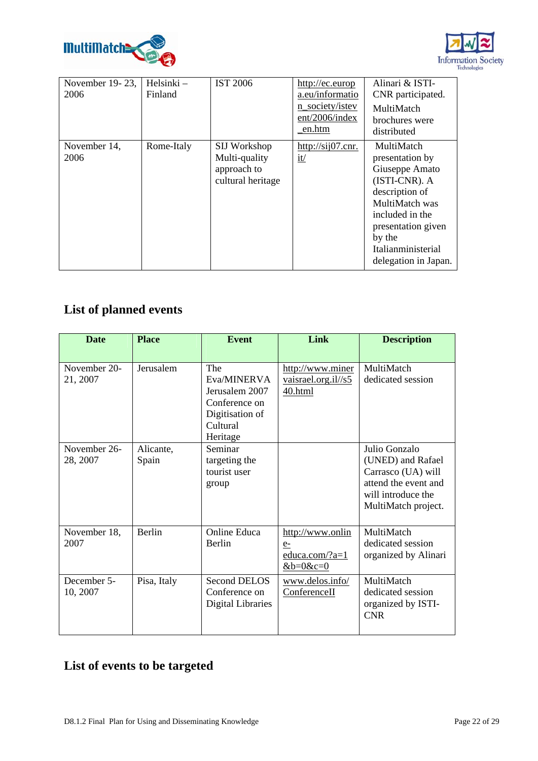| | | | | |
|---|---|---|---|---|
| November 19- 23, 2006 | Helsinki – Finland | IST 2006 | http://ec.europa.eu/information_society/istevent/2006/index_en.htm | Alinari & ISTI-CNR participated. MultiMatch brochures were distributed |
| November 14, 2006 | Rome-Italy | SIJ Workshop Multi-quality approach to cultural heritage | http://sij07.cnr.it/ | MultiMatch presentation by Giuseppe Amato (ISTI-CNR). A description of MultiMatch was included in the presentation given by the Italianministerial delegation in Japan. |

## List of planned events

| Date | Place | Event | Link | Description |
|---|---|---|---|---|
| November 20-21, 2007 | Jerusalem | The Eva/MINERVA Jerusalem 2007 Conference on Digitisation of Cultural Heritage | http://www.minervaisrael.org.il//s540.html | MultiMatch dedicated session |
| November 26-28, 2007 | Alicante, Spain | Seminar targeting the tourist user group | | Julio Gonzalo (UNED) and Rafael Carrasco (UA) will attend the event and will introduce the MultiMatch project. |
| November 18, 2007 | Berlin | Online Educa Berlin | http://www.online-educa.com/?a=1&b=0&c=0 | MultiMatch dedicated session organized by Alinari |
| December 5-10, 2007 | Pisa, Italy | Second DELOS Conference on Digital Libraries | www.delos.info/ConferenceII | MultiMatch dedicated session organized by ISTI-CNR |

## List of events to be targeted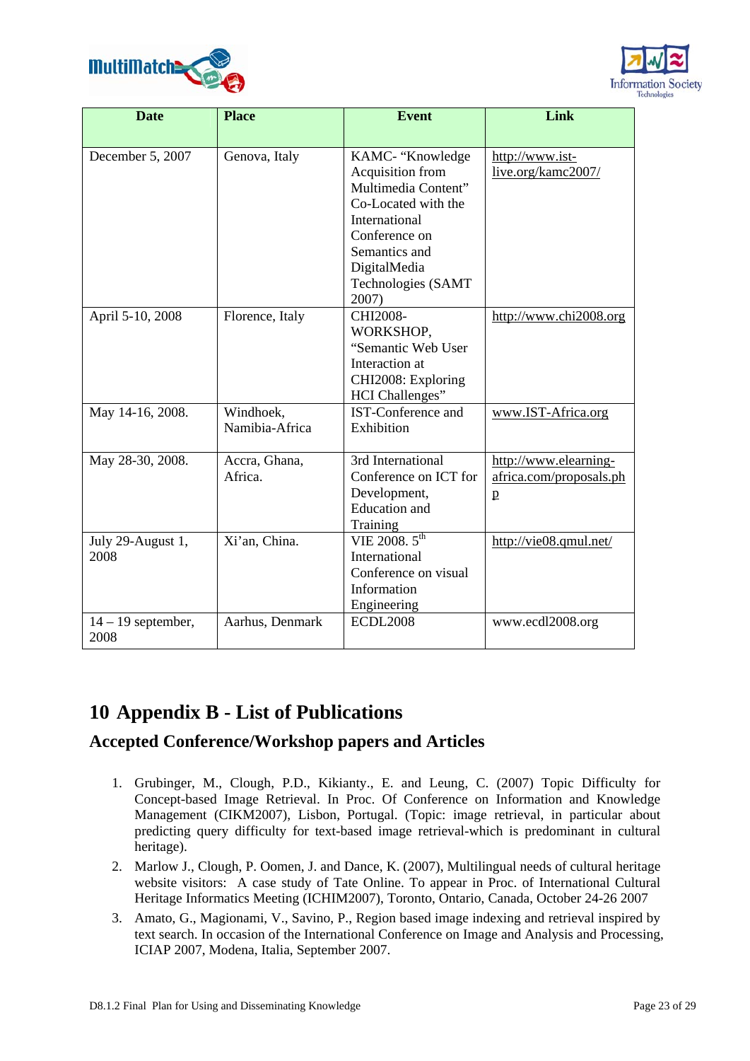| Date | Place | Event | Link |
|---|---|---|---|
| December 5, 2007 | Genova, Italy | KAMC- "Knowledge Acquisition from Multimedia Content" Co-Located with the International Conference on Semantics and DigitalMedia Technologies (SAMT 2007) | http://www.ist-live.org/kamc2007/ |
| April 5-10, 2008 | Florence, Italy | CHI2008-WORKSHOP, "Semantic Web User Interaction at CHI2008: Exploring HCI Challenges" | http://www.chi2008.org |
| May 14-16, 2008. | Windhoek, Namibia-Africa | IST-Conference and Exhibition | www.IST-Africa.org |
| May 28-30, 2008. | Accra, Ghana, Africa. | 3rd International Conference on ICT for Development, Education and Training | http://www.elearning-africa.com/proposals.php |
| July 29-August 1, 2008 | Xi'an, China. | VIE 2008. 5th International Conference on visual Information Engineering | http://vie08.qmul.net/ |
| 14 – 19 september, 2008 | Aarhus, Denmark | ECDL2008 | www.ecdl2008.org |

# 10 Appendix B - List of Publications

## Accepted Conference/Workshop papers and Articles

1. Grubinger, M., Clough, P.D., Kikianty., E. and Leung, C. (2007) Topic Difficulty for Concept-based Image Retrieval. In Proc. Of Conference on Information and Knowledge Management (CIKM2007), Lisbon, Portugal. (Topic: image retrieval, in particular about predicting query difficulty for text-based image retrieval-which is predominant in cultural heritage).
2. Marlow J., Clough, P. Oomen, J. and Dance, K. (2007), Multilingual needs of cultural heritage website visitors: A case study of Tate Online. To appear in Proc. of International Cultural Heritage Informatics Meeting (ICHIM2007), Toronto, Ontario, Canada, October 24-26 2007
3. Amato, G., Magionami, V., Savino, P., Region based image indexing and retrieval inspired by text search. In occasion of the International Conference on Image and Analysis and Processing, ICIAP 2007, Modena, Italia, September 2007.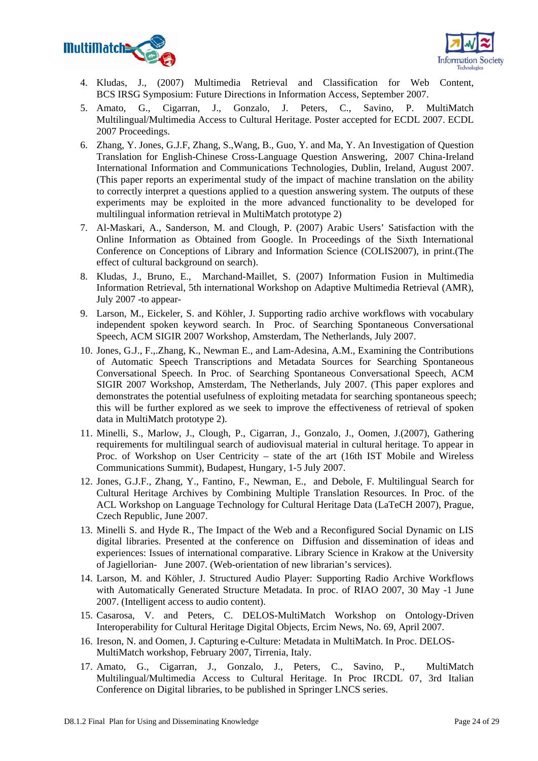4. Kludas, J., (2007) Multimedia Retrieval and Classification for Web Content, BCS IRSG Symposium: Future Directions in Information Access, September 2007.
5. Amato, G., Cigarran, J., Gonzalo, J. Peters, C., Savino, P. MultiMatch Multilingual/Multimedia Access to Cultural Heritage. Poster accepted for ECDL 2007. ECDL 2007 Proceedings.
6. Zhang, Y. Jones, G.J.F, Zhang, S.,Wang, B., Guo, Y. and Ma, Y. An Investigation of Question Translation for English-Chinese Cross-Language Question Answering, 2007 China-Ireland International Information and Communications Technologies, Dublin, Ireland, August 2007. (This paper reports an experimental study of the impact of machine translation on the ability to correctly interpret a questions applied to a question answering system. The outputs of these experiments may be exploited in the more advanced functionality to be developed for multilingual information retrieval in MultiMatch prototype 2)
7. Al-Maskari, A., Sanderson, M. and Clough, P. (2007) Arabic Users' Satisfaction with the Online Information as Obtained from Google. In Proceedings of the Sixth International Conference on Conceptions of Library and Information Science (COLIS2007), in print.(The effect of cultural background on search).
8. Kludas, J., Bruno, E., Marchand-Maillet, S. (2007) Information Fusion in Multimedia Information Retrieval, 5th international Workshop on Adaptive Multimedia Retrieval (AMR), July 2007 -to appear-
9. Larson, M., Eickeler, S. and Köhler, J. Supporting radio archive workflows with vocabulary independent spoken keyword search. In Proc. of Searching Spontaneous Conversational Speech, ACM SIGIR 2007 Workshop, Amsterdam, The Netherlands, July 2007.
10. Jones, G.J., F.,.Zhang, K., Newman E., and Lam-Adesina, A.M., Examining the Contributions of Automatic Speech Transcriptions and Metadata Sources for Searching Spontaneous Conversational Speech. In Proc. of Searching Spontaneous Conversational Speech, ACM SIGIR 2007 Workshop, Amsterdam, The Netherlands, July 2007. (This paper explores and demonstrates the potential usefulness of exploiting metadata for searching spontaneous speech; this will be further explored as we seek to improve the effectiveness of retrieval of spoken data in MultiMatch prototype 2).
11. Minelli, S., Marlow, J., Clough, P., Cigarran, J., Gonzalo, J., Oomen, J.(2007), Gathering requirements for multilingual search of audiovisual material in cultural heritage. To appear in Proc. of Workshop on User Centricity – state of the art (16th IST Mobile and Wireless Communications Summit), Budapest, Hungary, 1-5 July 2007.
12. Jones, G.J.F., Zhang, Y., Fantino, F., Newman, E., and Debole, F. Multilingual Search for Cultural Heritage Archives by Combining Multiple Translation Resources. In Proc. of the ACL Workshop on Language Technology for Cultural Heritage Data (LaTeCH 2007), Prague, Czech Republic, June 2007.
13. Minelli S. and Hyde R., The Impact of the Web and a Reconfigured Social Dynamic on LIS digital libraries. Presented at the conference on Diffusion and dissemination of ideas and experiences: Issues of international comparative. Library Science in Krakow at the University of Jagiellorian- June 2007. (Web-orientation of new librarian's services).
14. Larson, M. and Köhler, J. Structured Audio Player: Supporting Radio Archive Workflows with Automatically Generated Structure Metadata. In proc. of RIAO 2007, 30 May -1 June 2007. (Intelligent access to audio content).
15. Casarosa, V. and Peters, C. DELOS-MultiMatch Workshop on Ontology-Driven Interoperability for Cultural Heritage Digital Objects, Ercim News, No. 69, April 2007.
16. Ireson, N. and Oomen, J. Capturing e-Culture: Metadata in MultiMatch. In Proc. DELOS-MultiMatch workshop, February 2007, Tirrenia, Italy.
17. Amato, G., Cigarran, J., Gonzalo, J., Peters, C., Savino, P., MultiMatch Multilingual/Multimedia Access to Cultural Heritage. In Proc IRCDL 07, 3rd Italian Conference on Digital libraries, to be published in Springer LNCS series.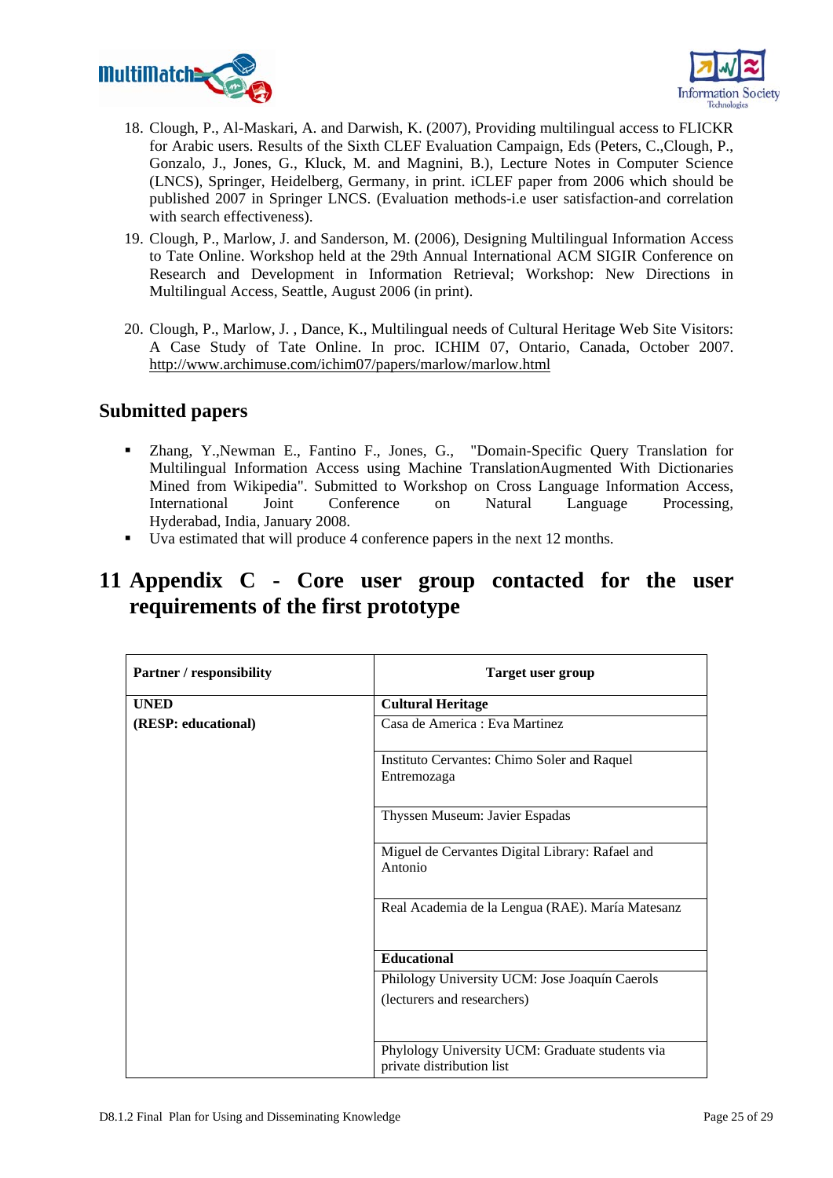18. Clough, P., Al-Maskari, A. and Darwish, K. (2007), Providing multilingual access to FLICKR for Arabic users. Results of the Sixth CLEF Evaluation Campaign, Eds (Peters, C.,Clough, P., Gonzalo, J., Jones, G., Kluck, M. and Magnini, B.), Lecture Notes in Computer Science (LNCS), Springer, Heidelberg, Germany, in print. iCLEF paper from 2006 which should be published 2007 in Springer LNCS. (Evaluation methods-i.e user satisfaction-and correlation with search effectiveness).
19. Clough, P., Marlow, J. and Sanderson, M. (2006), Designing Multilingual Information Access to Tate Online. Workshop held at the 29th Annual International ACM SIGIR Conference on Research and Development in Information Retrieval; Workshop: New Directions in Multilingual Access, Seattle, August 2006 (in print).
20. Clough, P., Marlow, J. , Dance, K., Multilingual needs of Cultural Heritage Web Site Visitors: A Case Study of Tate Online. In proc. ICHIM 07, Ontario, Canada, October 2007. http://www.archimuse.com/ichim07/papers/marlow/marlow.html

## Submitted papers

- Zhang, Y.,Newman E., Fantino F., Jones, G., "Domain-Specific Query Translation for Multilingual Information Access using Machine TranslationAugmented With Dictionaries Mined from Wikipedia". Submitted to Workshop on Cross Language Information Access, International Joint Conference on Natural Language Processing, Hyderabad, India, January 2008.
- Uva estimated that will produce 4 conference papers in the next 12 months.

# 11 Appendix C - Core user group contacted for the user requirements of the first prototype

| Partner / responsibility | Target user group |
|---|---|
| **UNED** | **Cultural Heritage** |
| **(RESP: educational)** | Casa de America : Eva Martinez |
| | Instituto Cervantes: Chimo Soler and Raquel Entremozaga |
| | Thyssen Museum: Javier Espadas |
| | Miguel de Cervantes Digital Library: Rafael and Antonio |
| | Real Academia de la Lengua (RAE). María Matesanz |
| | **Educational** |
| | Philology University UCM: Jose Joaquín Caerols (lecturers and researchers) |
| | Phylology University UCM: Graduate students via private distribution list |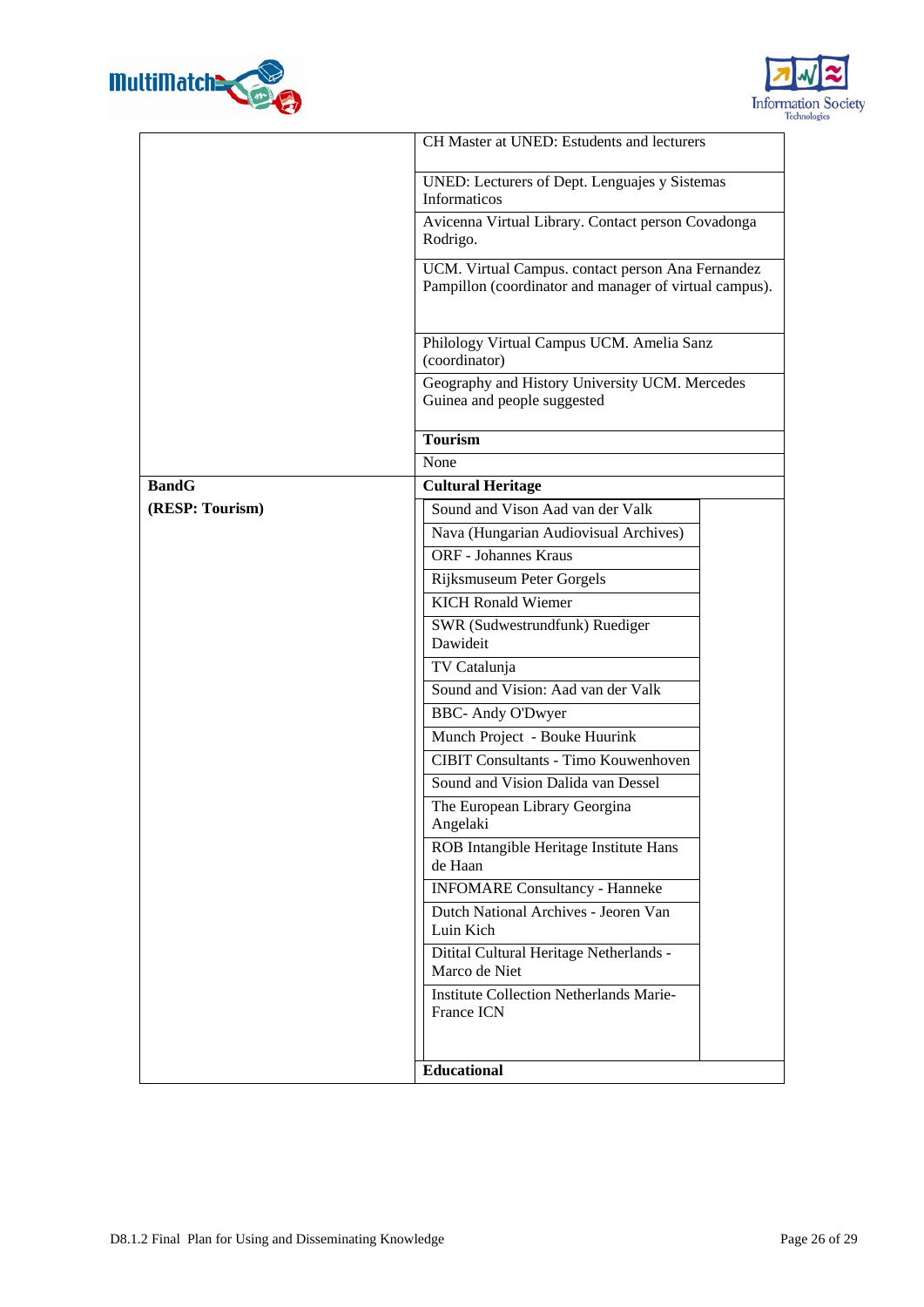| | |
|---|---|
| | CH Master at UNED: Estudents and lecturers |
| | UNED: Lecturers of Dept. Lenguajes y Sistemas Informaticos |
| | Avicenna Virtual Library. Contact person Covadonga Rodrigo. |
| | UCM. Virtual Campus. contact person Ana Fernandez Pampillon (coordinator and manager of virtual campus). |
| | Philology Virtual Campus UCM. Amelia Sanz (coordinator) |
| | Geography and History University UCM. Mercedes Guinea and people suggested |
| | **Tourism** |
| | None |
| **BandG** <br> **(RESP: Tourism)** | **Cultural Heritage** |
| | Sound and Vison Aad van der Valk |
| | Nava (Hungarian Audiovisual Archives) |
| | ORF - Johannes Kraus |
| | Rijksmuseum Peter Gorgels |
| | KICH Ronald Wiemer |
| | SWR (Sudwestrundfunk) Ruediger Dawideit |
| | TV Catalunja |
| | Sound and Vision: Aad van der Valk |
| | BBC- Andy O'Dwyer |
| | Munch Project - Bouke Huurink |
| | CIBIT Consultants - Timo Kouwenhoven |
| | Sound and Vision Dalida van Dessel |
| | The European Library Georgina Angelaki |
| | ROB Intangible Heritage Institute Hans de Haan |
| | INFOMARE Consultancy - Hanneke |
| | Dutch National Archives - Jeoren Van Luin Kich |
| | Ditital Cultural Heritage Netherlands - Marco de Niet |
| | Institute Collection Netherlands Marie-France ICN |
| | **Educational** |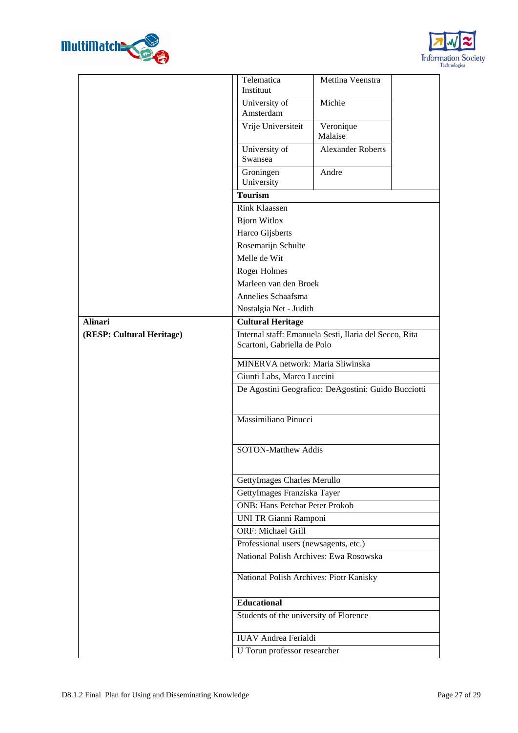| | | | |
|---|---|---|---|
| | Telematica Instituut | Mettina Veenstra | |
| | University of Amsterdam | Michie | |
| | Vrije Universiteit | Veronique Malaise | |
| | University of Swansea | Alexander Roberts | |
| | Groningen University | Andre | |
| | **Tourism** | | |
| | Rink Klaassen | | |
| | Bjorn Witlox | | |
| | Harco Gijsberts | | |
| | Rosemarijn Schulte | | |
| | Melle de Wit | | |
| | Roger Holmes | | |
| | Marleen van den Broek | | |
| | Annelies Schaafsma | | |
| | Nostalgia Net - Judith | | |
| **Alinari** | **Cultural Heritage** | | |
| **(RESP: Cultural Heritage)** | Internal staff: Emanuela Sesti, Ilaria del Secco, Rita Scartoni, Gabriella de Polo | | |
| | MINERVA network: Maria Sliwinska | | |
| | Giunti Labs, Marco Luccini | | |
| | De Agostini Geografico: DeAgostini: Guido Bucciotti | | |
| | Massimiliano Pinucci | | |
| | SOTON-Matthew Addis | | |
| | GettyImages Charles Merullo | | |
| | GettyImages Franziska Tayer | | |
| | ONB: Hans Petchar Peter Prokob | | |
| | UNI TR Gianni Ramponi | | |
| | ORF: Michael Grill | | |
| | Professional users (newsagents, etc.) | | |
| | National Polish Archives: Ewa Rosowska | | |
| | National Polish Archives: Piotr Kanisky | | |
| | **Educational** | | |
| | Students of the university of Florence | | |
| | IUAV Andrea Ferialdi | | |
| | U Torun professor researcher | | |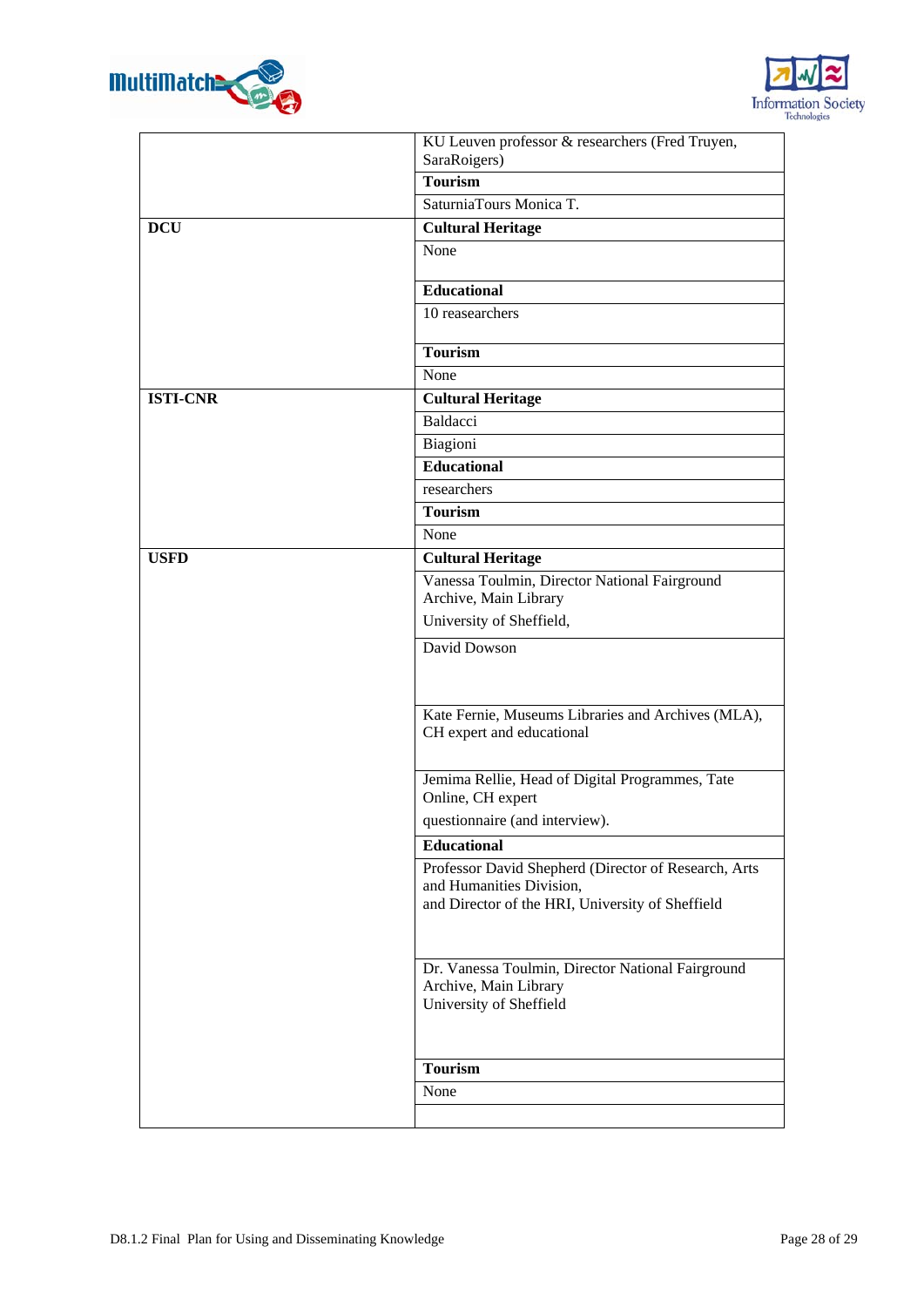| | |
|---|---|
| | KU Leuven professor & researchers (Fred Truyen, SaraRoigers) |
| | **Tourism** |
| | SaturniaTours Monica T. |
| **DCU** | **Cultural Heritage** |
| | None |
| | **Educational** |
| | 10 reasearchers |
| | **Tourism** |
| | None |
| **ISTI-CNR** | **Cultural Heritage** |
| | Baldacci |
| | Biagioni |
| | **Educational** |
| | researchers |
| | **Tourism** |
| | None |
| **USFD** | **Cultural Heritage** |
| | Vanessa Toulmin, Director National Fairground Archive, Main Library<br>University of Sheffield, |
| | David Dowson |
| | Kate Fernie, Museums Libraries and Archives (MLA), CH expert and educational |
| | Jemima Rellie, Head of Digital Programmes, Tate Online, CH expert<br>questionnaire (and interview). |
| | **Educational** |
| | Professor David Shepherd (Director of Research, Arts and Humanities Division,<br>and Director of the HRI, University of Sheffield |
| | Dr. Vanessa Toulmin, Director National Fairground Archive, Main Library<br>University of Sheffield |
| | **Tourism** |
| | None |
| | |